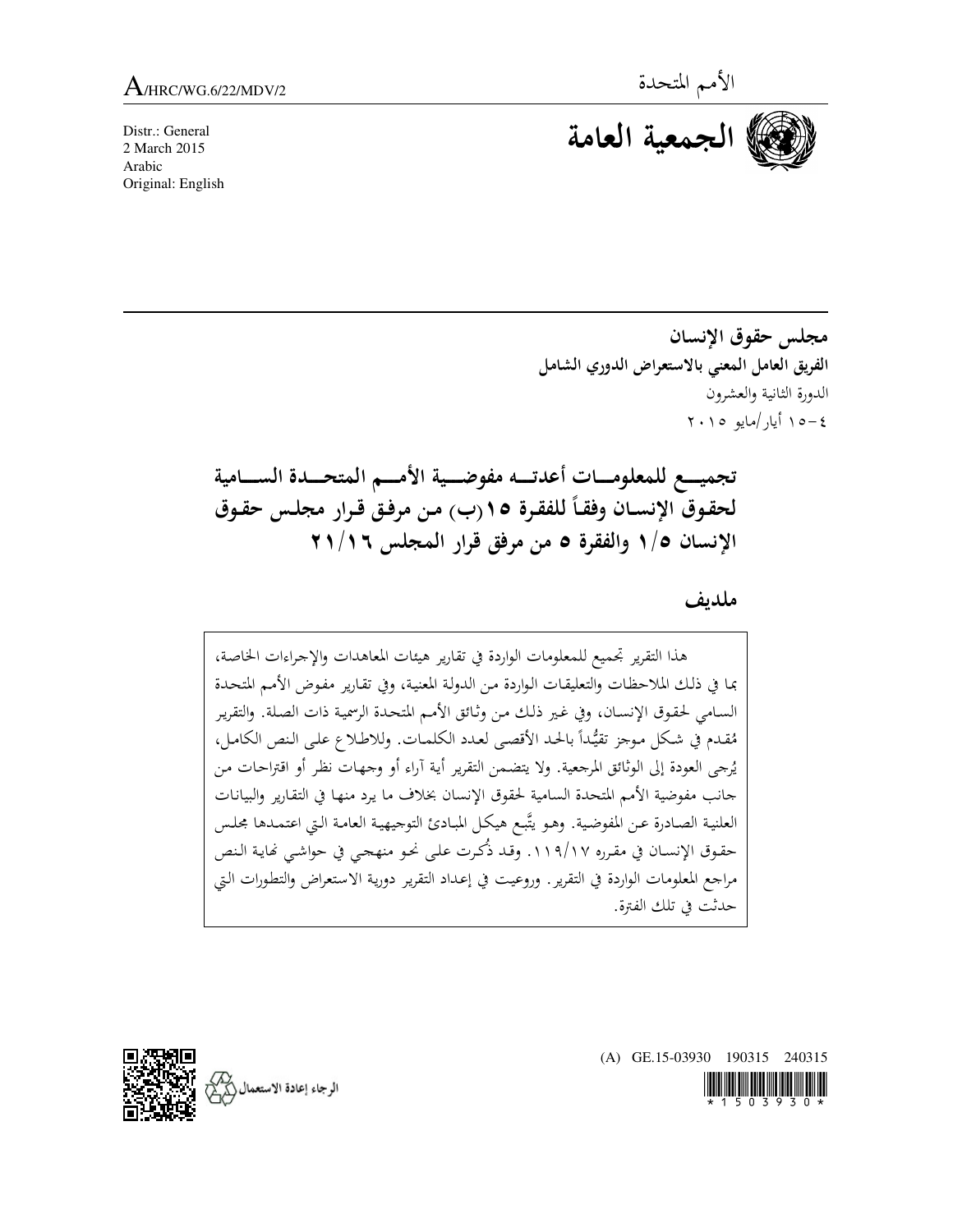A/HRC/WG.6/22/MDV/2

الأمم المتحدة

# الجمعية العامة

Distr.: General
2 March 2015
Arabic
Original: English

**مجلس حقوق الإنسان**

**الفريق العامل المعني بالاستعراض الدوري الشامل**

الدورة الثانية والعشرون

٤-١٥ أيار/مايو ٢٠١٥

## تجميع للمعلومات أعدته مفوضية الأمم المتحدة السامية لحقوق الإنسان وفقاً للفقرة ١٥(ب) من مرفق قرار مجلس حقوق الإنسان ٥/١ والفقرة ٥ من مرفق قرار المجلس ١٦/٢١

## ملديف

هذا التقرير تجميع للمعلومات الواردة في تقارير هيئات المعاهدات والإجراءات الخاصة، بما في ذلك الملاحظات والتعليقات الواردة من الدولة المعنية، وفي تقارير مفوض الأمم المتحدة السامي لحقوق الإنسان، وفي غير ذلك من وثائق الأمم المتحدة الرسمية ذات الصلة. والتقرير مُقدم في شكل موجز تقيُّداً بالحد الأقصى لعدد الكلمات. وللاطلاع على النص الكامل، يُرجى العودة إلى الوثائق المرجعية. ولا يتضمن التقرير أية آراء أو وجهات نظر أو اقتراحات من جانب مفوضية الأمم المتحدة السامية لحقوق الإنسان بخلاف ما يرد منها في التقارير والبيانات العلنية الصادرة عن المفوضية. وهو يتَّبع هيكل المبادئ التوجيهية العامة التي اعتمدها مجلس حقوق الإنسان في مقرره ١٧/١١٩. وقد ذُكرت على نحو منهجي في حواشي نهاية النص مراجع المعلومات الواردة في التقرير. وروعيت في إعداد التقرير دورية الاستعراض والتطورات التي حدثت في تلك الفترة.

(A) GE.15-03930 190315 240315

الرجاء إعادة الاستعمال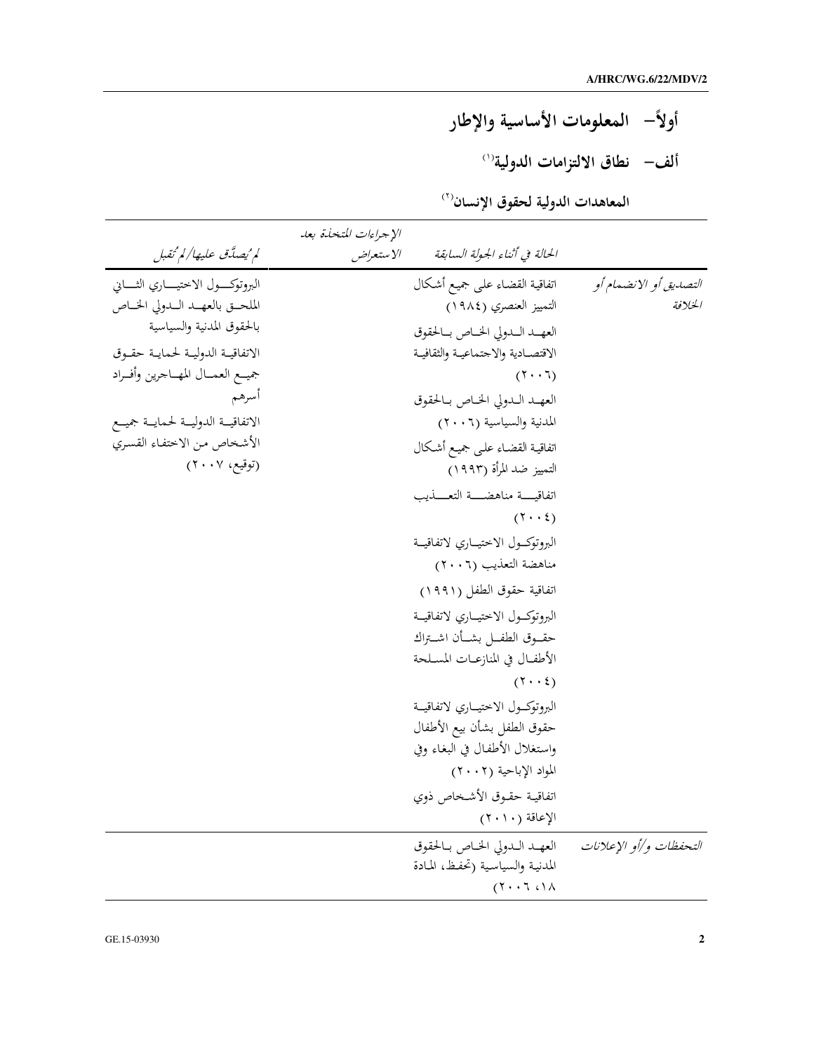# أولاً- المعلومات الأساسية والإطار

## ألف- نطاق الالتزامات الدولية[1]

### المعاهدات الدولية لحقوق الإنسان[2]

| | *الحالة في أثناء الجولة السابقة* | *الإجراءات المتخذة بعد الاستعراض* | *لم يُصدَّق عليها/لم تُقبل* |
|---|---|---|---|
| *التصديق أو الانضمام أو الخلافة* | اتفاقية القضاء على جميع أشكال التمييز العنصري (١٩٨٤)<br>العهد الدولي الخاص بالحقوق الاقتصادية والاجتماعية والثقافية (٢٠٠٦)<br>العهد الدولي الخاص بالحقوق المدنية والسياسية (٢٠٠٦)<br>اتفاقية القضاء على جميع أشكال التمييز ضد المرأة (١٩٩٣)<br>اتفاقية مناهضة التعذيب (٢٠٠٤)<br>البروتوكول الاختياري لاتفاقية مناهضة التعذيب (٢٠٠٦)<br>اتفاقية حقوق الطفل (١٩٩١)<br>البروتوكول الاختياري لاتفاقية حقوق الطفل بشأن اشتراك الأطفال في المنازعات المسلحة (٢٠٠٤)<br>البروتوكول الاختياري لاتفاقية حقوق الطفل بشأن بيع الأطفال واستغلال الأطفال في البغاء وفي المواد الإباحية (٢٠٠٢)<br>اتفاقية حقوق الأشخاص ذوي الإعاقة (٢٠١٠) | | البروتوكول الاختياري الثاني الملحق بالعهد الدولي الخاص بالحقوق المدنية والسياسية<br>الاتفاقية الدولية لحماية حقوق جميع العمال المهاجرين وأفراد أسرهم<br>الاتفاقية الدولية لحماية جميع الأشخاص من الاختفاء القسري (توقيع، ٢٠٠٧) |
| *التحفظات و/أو الإعلانات* | العهد الدولي الخاص بالحقوق المدنية والسياسية (تحفظ، المادة ١٨، ٢٠٠٦) | | |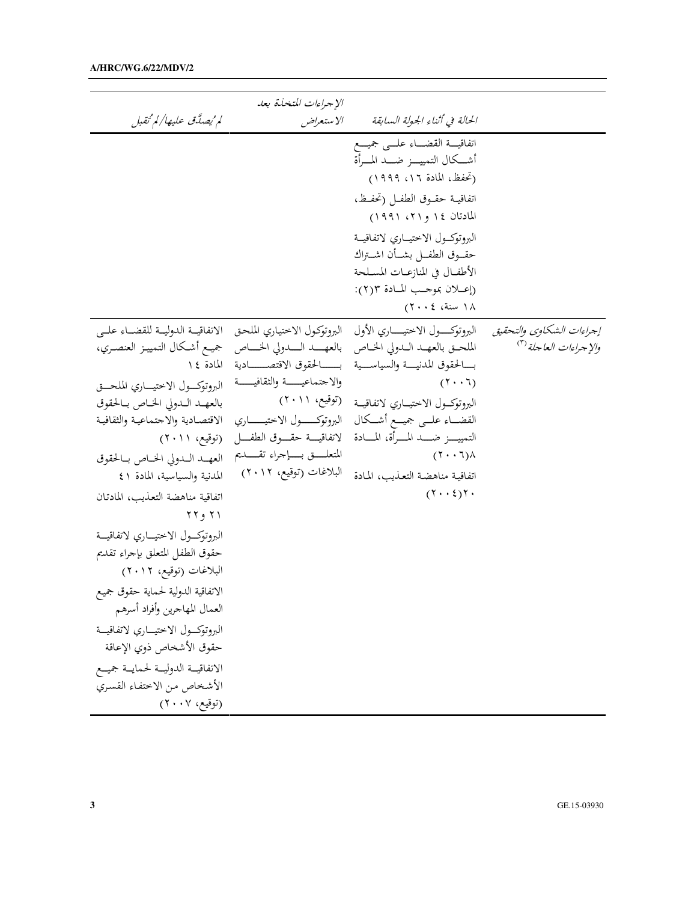| | الحالة في أثناء الجولة السابقة | الإجراءات المتخذة بعد الاستعراض | لم يُصدَّق عليها/لم تُقبل |
|---|---|---|---|
| | اتفاقية القضاء على جميع أشكال التمييز ضد المرأة (تحفظ، المادة ١٦، ١٩٩٩)<br>اتفاقية حقوق الطفل (تحفظ، المادتان ١٤ و٢١، ١٩٩١)<br>البروتوكول الاختياري لاتفاقية حقوق الطفل بشأن اشتراك الأطفال في المنازعات المسلحة (إعلان بموجب المادة ٣(٢): ١٨ سنة، ٢٠٠٤) | | |
| *إجراءات الشكاوى والتحقيق والإجراءات العاجلة*[٣] | البروتوكول الاختياري الأول الملحق بالعهد الدولي الخاص بالحقوق المدنية والسياسية (٢٠٠٦)<br>البروتوكول الاختياري لاتفاقية القضاء على جميع أشكال التمييز ضد المرأة، المادة ٨(٢٠٠٦)<br>اتفاقية مناهضة التعذيب، المادة ٢٠(٢٠٠٤) | البروتوكول الاختياري الملحق بالعهد الدولي الخاص بالحقوق الاقتصادية والاجتماعية والثقافية (توقيع، ٢٠١١)<br>البروتوكول الاختياري لاتفاقية حقوق الطفل المتعلق بإجراء تقديم البلاغات (توقيع، ٢٠١٢) | الاتفاقية الدولية للقضاء على جميع أشكال التمييز العنصري، المادة ١٤<br>البروتوكول الاختياري الملحق بالعهد الدولي الخاص بالحقوق الاقتصادية والاجتماعية والثقافية (توقيع، ٢٠١١)<br>العهد الدولي الخاص بالحقوق المدنية والسياسية، المادة ٤١<br>اتفاقية مناهضة التعذيب، المادتان ٢١ و٢٢<br>البروتوكول الاختياري لاتفاقية حقوق الطفل المتعلق بإجراء تقديم البلاغات (توقيع، ٢٠١٢)<br>الاتفاقية الدولية لحماية حقوق جميع العمال المهاجرين وأفراد أسرهم<br>البروتوكول الاختياري لاتفاقية حقوق الأشخاص ذوي الإعاقة<br>الاتفاقية الدولية لحماية جميع الأشخاص من الاختفاء القسري (توقيع، ٢٠٠٧) |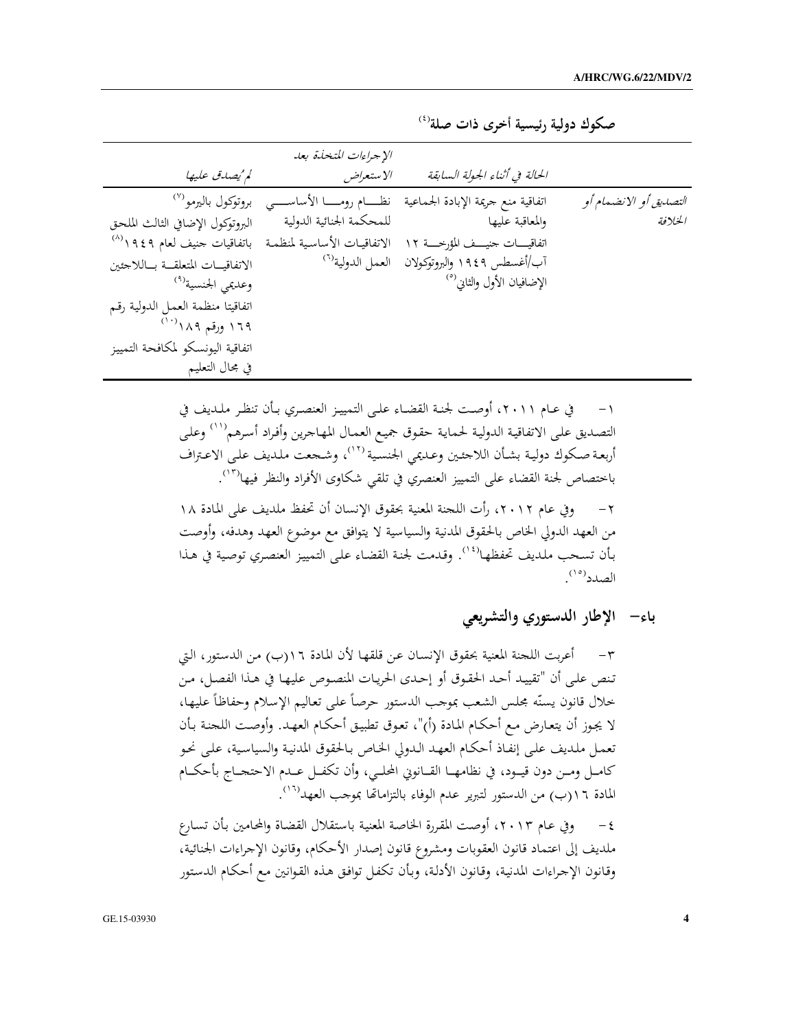### صكوك دولية رئيسية أخرى ذات صلة[٤]

| | الحالة في أثناء الجولة السابقة | الإجراءات المتخذة بعد الاستعراض | لم يُصدق عليها |
|---|---|---|---|
| التصديق أو الانضمام أو الخلافة | اتفاقية منع جريمة الإبادة الجماعية والمعاقبة عليها<br>اتفاقيات جنيف المؤرخة ١٢ آب/أغسطس ١٩٤٩ والبروتوكولان الإضافيان الأول والثاني[٥] | نظام روما الأساسي للمحكمة الجنائية الدولية<br>الاتفاقيات الأساسية لمنظمة العمل الدولية[٦] | بروتوكول باليرمو[٧]<br>البروتوكول الإضافي الثالث الملحق باتفاقيات جنيف لعام ١٩٤٩[٨]<br>الاتفاقيات المتعلقة باللاجئين وعديمي الجنسية[٩]<br>اتفاقيتا منظمة العمل الدولية رقم ١٦٩ ورقم ١٨٩[١٠]<br>اتفاقية اليونسكو لمكافحة التمييز في مجال التعليم |

١- في عام ٢٠١١، أوصت لجنة القضاء على التمييز العنصري بأن تنظر ملديف في التصديق على الاتفاقية الدولية لحماية حقوق جميع العمال المهاجرين وأفراد أسرهم[١١] وعلى أربعة صكوك دولية بشأن اللاجئين وعديمي الجنسية[١٢]، وشجعت ملديف على الاعتراف باختصاص لجنة القضاء على التمييز العنصري في تلقي شكاوى الأفراد والنظر فيها[١٣].

٢- وفي عام ٢٠١٢، رأت اللجنة المعنية بحقوق الإنسان أن تحفظ ملديف على المادة ١٨ من العهد الدولي الخاص بالحقوق المدنية والسياسية لا يتوافق مع موضوع العهد وهدفه، وأوصت بأن تسحب ملديف تحفظها[١٤]. وقدمت لجنة القضاء على التمييز العنصري توصية في هذا الصدد[١٥].

## باء- الإطار الدستوري والتشريعي

٣- أعربت اللجنة المعنية بحقوق الإنسان عن قلقها لأن المادة ١٦(ب) من الدستور، التي تنص على أن "تقييد أحد الحقوق أو إحدى الحريات المنصوص عليها في هذا الفصل، من خلال قانون يسنّه مجلس الشعب بموجب الدستور حرصاً على تعاليم الإسلام وحفاظاً عليها، لا يجوز أن يتعارض مع أحكام المادة (أ)"، تعوق تطبيق أحكام العهد. وأوصت اللجنة بأن تعمل ملديف على إنفاذ أحكام العهد الدولي الخاص بالحقوق المدنية والسياسية، على نحو كامل ومن دون قيود، في نظامها القانوني المحلي، وأن تكفل عدم الاحتجاج بأحكام المادة ١٦(ب) من الدستور لتبرير عدم الوفاء بالتزاماتها بموجب العهد[١٦].

٤- وفي عام ٢٠١٣، أوصت المقررة الخاصة المعنية باستقلال القضاة والمحامين بأن تسارع ملديف إلى اعتماد قانون العقوبات ومشروع قانون إصدار الأحكام، وقانون الإجراءات الجنائية، وقانون الإجراءات المدنية، وقانون الأدلة، وبأن تكفل توافق هذه القوانين مع أحكام الدستور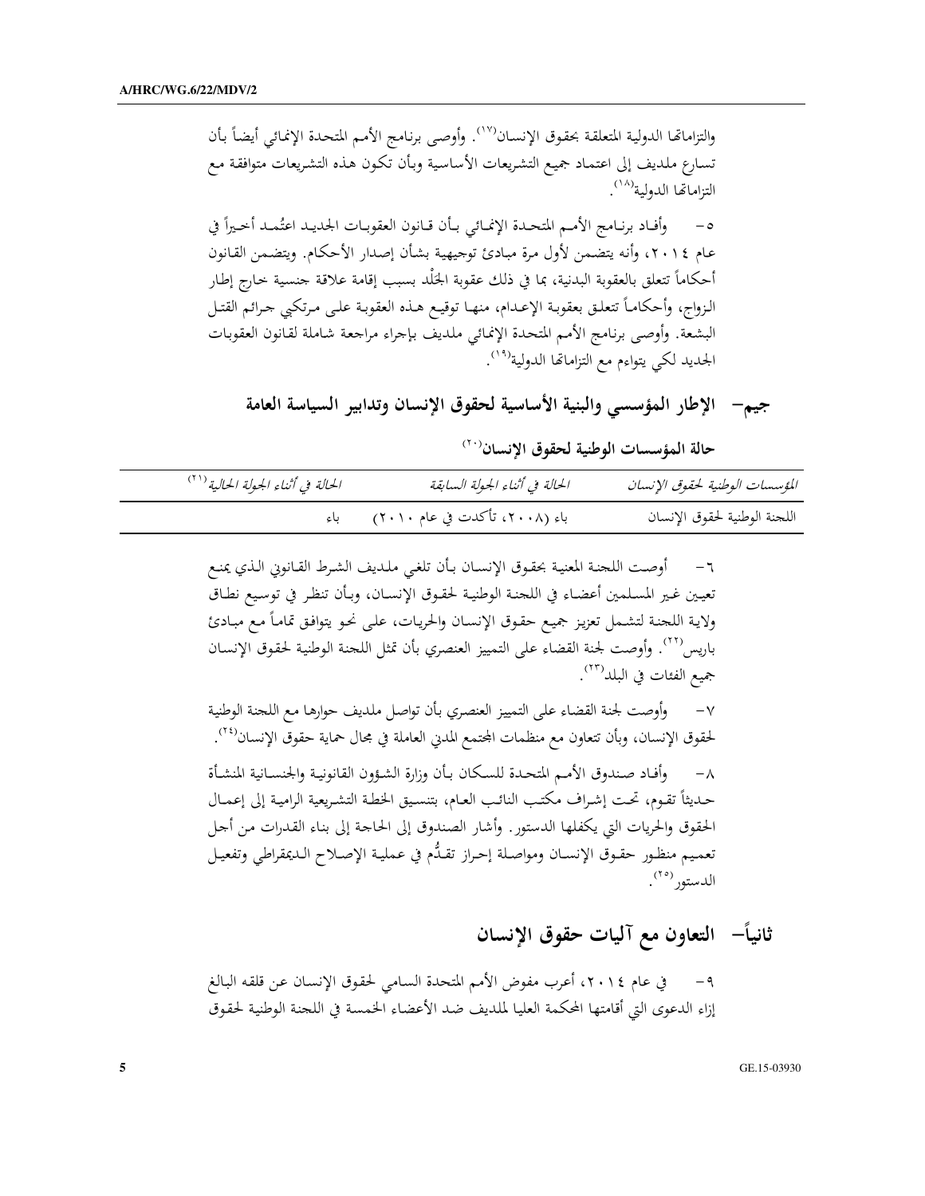والتزاماتها الدولية المتعلقة بحقوق الإنسان[17]. وأوصى برنامج الأمم المتحدة الإنمائي أيضاً بأن تسارع ملديف إلى اعتماد جميع التشريعات الأساسية وبأن تكون هذه التشريعات متوافقة مع التزاماتها الدولية[18].

٥- وأفاد برنامج الأمم المتحدة الإنمائي بأن قانون العقوبات الجديد اعتُمد أخيراً في عام ٢٠١٤، وأنه يتضمن لأول مرة مبادئ توجيهية بشأن إصدار الأحكام. ويتضمن القانون أحكاماً تتعلق بالعقوبة البدنية، بما في ذلك عقوبة الجَلْد بسبب إقامة علاقة جنسية خارج إطار الزواج، وأحكاماً تتعلق بعقوبة الإعدام، منها توقيع هذه العقوبة على مرتكبي جرائم القتل البشعة. وأوصى برنامج الأمم المتحدة الإنمائي ملديف بإجراء مراجعة شاملة لقانون العقوبات الجديد لكي يتواءم مع التزاماتها الدولية[19].

## جيم- الإطار المؤسسي والبنية الأساسية لحقوق الإنسان وتدابير السياسة العامة

### حالة المؤسسات الوطنية لحقوق الإنسان[20]

| *المؤسسات الوطنية لحقوق الإنسان* | *الحالة في أثناء الجولة السابقة* | *الحالة في أثناء الجولة الحالية*[21] |
|---|---|---|
| اللجنة الوطنية لحقوق الإنسان | باء (٢٠٠٨، تأكدت في عام ٢٠١٠) | باء |

٦- أوصت اللجنة المعنية بحقوق الإنسان بأن تلغي ملديف الشرط القانوني الذي يمنع تعيين غير المسلمين أعضاء في اللجنة الوطنية لحقوق الإنسان، وبأن تنظر في توسيع نطاق ولاية اللجنة لتشمل تعزيز جميع حقوق الإنسان والحريات، على نحو يتوافق تماماً مع مبادئ باريس[22]. وأوصت لجنة القضاء على التمييز العنصري بأن تمثل اللجنة الوطنية لحقوق الإنسان جميع الفئات في البلد[23].

٧- وأوصت لجنة القضاء على التمييز العنصري بأن تواصل ملديف حوارها مع اللجنة الوطنية لحقوق الإنسان، وبأن تتعاون مع منظمات المجتمع المدني العاملة في مجال حماية حقوق الإنسان[24].

٨- وأفاد صندوق الأمم المتحدة للسكان بأن وزارة الشؤون القانونية والجنسانية المنشأة حديثاً تقوم، تحت إشراف مكتب النائب العام، بتنسيق الخطة التشريعية الرامية إلى إعمال الحقوق والحريات التي يكفلها الدستور. وأشار الصندوق إلى الحاجة إلى بناء القدرات من أجل تعميم منظور حقوق الإنسان ومواصلة إحراز تقدُّم في عملية الإصلاح الديمقراطي وتفعيل الدستور[25].

# ثانياً- التعاون مع آليات حقوق الإنسان

٩- في عام ٢٠١٤، أعرب مفوض الأمم المتحدة السامي لحقوق الإنسان عن قلقه البالغ إزاء الدعوى التي أقامتها المحكمة العليا للمديف ضد الأعضاء الخمسة في اللجنة الوطنية لحقوق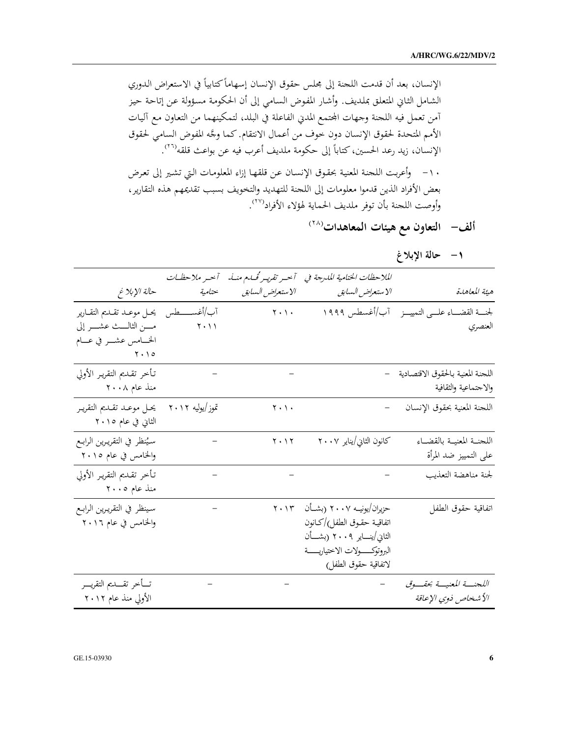الإنسان، بعد أن قدمت اللجنة إلى مجلس حقوق الإنسان إسهاماً كتابياً في الاستعراض الدوري الشامل الثاني المتعلق بملديف. وأشار المفوض السامي إلى أن الحكومة مسؤولة عن إتاحة حيز آمن تعمل فيه اللجنة وجهات المجتمع المدني الفاعلة في البلد، لتمكينهما من التعاون مع آليات الأمم المتحدة لحقوق الإنسان دون خوف من أعمال الانتقام. كما وجَّه المفوض السامي لحقوق الإنسان، زيد رعد الحسين، كتاباً إلى حكومة ملديف أعرب فيه عن بواعث قلقه[26].

١٠- وأعربت اللجنة المعنية بحقوق الإنسان عن قلقها إزاء المعلومات التي تشير إلى تعرض بعض الأفراد الذين قدموا معلومات إلى اللجنة للتهديد والتخويف بسبب تقديمهم هذه التقارير، وأوصت اللجنة بأن توفر ملديف الحماية لهؤلاء الأفراد[27].

## ألف- التعاون مع هيئات المعاهدات[28]

### ١- حالة الإبلاغ

| *هيئة المعاهدة* | *الملاحظات الختامية المدرجة في الاستعراض السابق* | *آخر تقرير قُدم منذ الاستعراض السابق* | *آخر ملاحظات ختامية* | *حالة الإبلاغ* |
|---|---|---|---|---|
| لجنة القضاء على التمييز العنصري | آب/أغسطس ١٩٩٩ | ٢٠١٠ | آب/أغسطس ٢٠١١ | يحل موعد تقديم التقارير من الثالث عشر إلى الخامس عشر في عام ٢٠١٥ |
| اللجنة المعنية بالحقوق الاقتصادية والاجتماعية والثقافية | - | - | - | تأخر تقديم التقرير الأولي منذ عام ٢٠٠٨ |
| اللجنة المعنية بحقوق الإنسان | - | ٢٠١٠ | تموز/يوليه ٢٠١٢ | يحل موعد تقديم التقرير الثاني في عام ٢٠١٥ |
| اللجنة المعنية بالقضاء على التمييز ضد المرأة | كانون الثاني/يناير ٢٠٠٧ | ٢٠١٢ | - | سيُنظر في التقريرين الرابع والخامس في عام ٢٠١٥ |
| لجنة مناهضة التعذيب | - | - | - | تأخر تقديم التقرير الأولي منذ عام ٢٠٠٥ |
| اتفاقية حقوق الطفل | حزيران/يونيه ٢٠٠٧ (بشأن اتفاقية حقوق الطفل)/كانون الثاني/يناير ٢٠٠٩ (بشأن البروتوكولات الاختيارية لاتفاقية حقوق الطفل) | ٢٠١٣ | - | سينظر في التقريرين الرابع والخامس في عام ٢٠١٦ |
| *اللجنة المعنية بحقوق الأشخاص ذوي الإعاقة* | - | - | - | تأخر تقديم التقرير الأولي منذ عام ٢٠١٢ |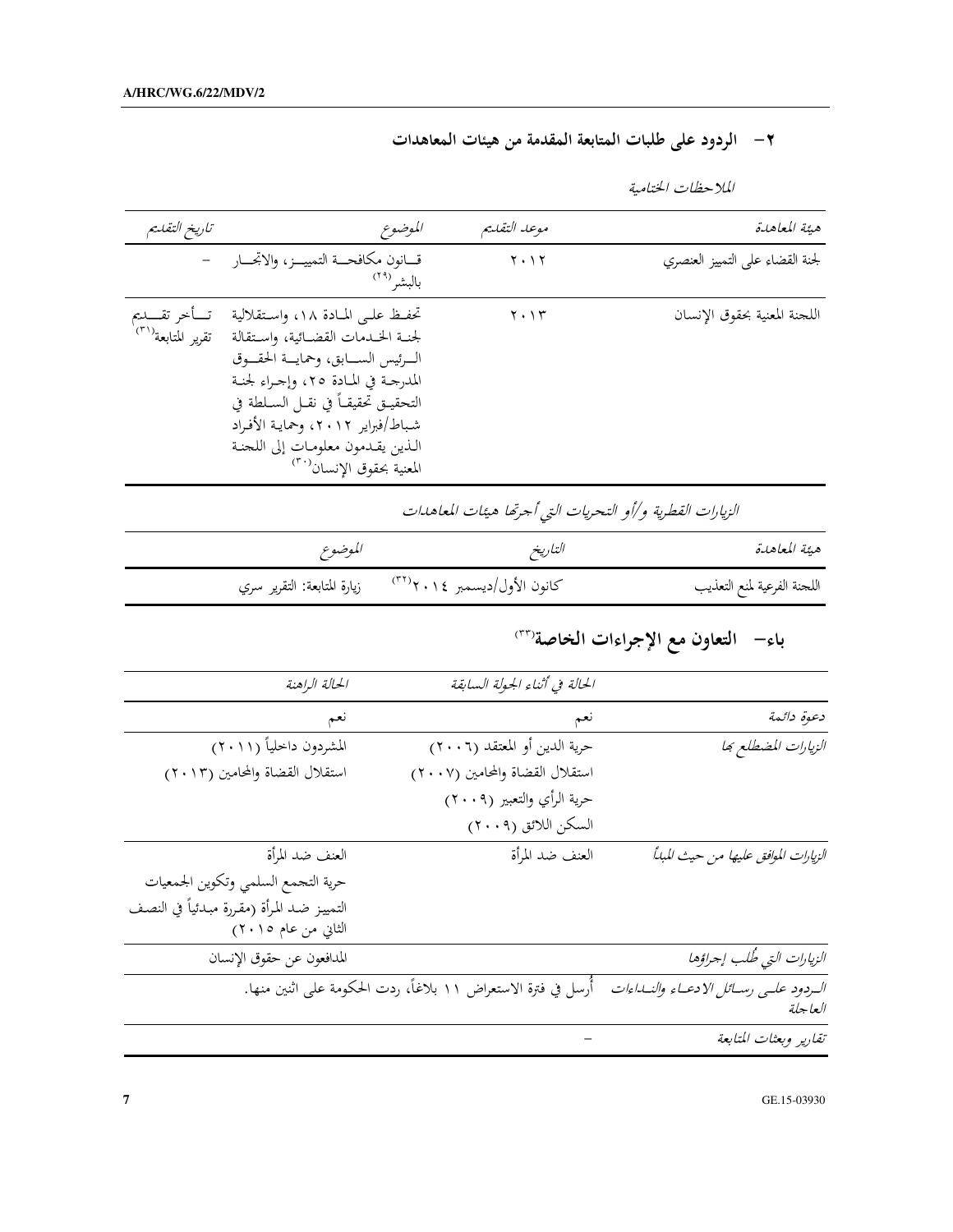## ٢- الردود على طلبات المتابعة المقدمة من هيئات المعاهدات

*الملاحظات الختامية*

| *هيئة المعاهدة* | *موعد التقديم* | *الموضوع* | *تاريخ التقديم* |
|---|---|---|---|
| لجنة القضاء على التمييز العنصري | ٢٠١٢ | قانون مكافحة التمييز، والاتجار بالبشر[٢٩] | - |
| اللجنة المعنية بحقوق الإنسان | ٢٠١٣ | تحفظ على المادة ١٨، واستقلالية لجنة الخدمات القضائية، واستقالة الرئيس السابق، وحماية الحقوق المدرجة في المادة ٢٥، وإجراء لجنة التحقيق تحقيقاً في نقل السلطة في شباط/فبراير ٢٠١٢، وحماية الأفراد الذين يقدمون معلومات إلى اللجنة المعنية بحقوق الإنسان[٣٠] | تأخر تقديم تقرير المتابعة[٣١] |

*الزيارات القطرية و/أو التحريات التي أجرتها هيئات المعاهدات*

| *هيئة المعاهدة* | *التاريخ* | *الموضوع* |
|---|---|---|
| اللجنة الفرعية لمنع التعذيب | كانون الأول/ديسمبر ٢٠١٤[٣٢] | زيارة المتابعة: التقرير سري |

## باء- التعاون مع الإجراءات الخاصة[٣٣]

| | *الحالة في أثناء الجولة السابقة* | *الحالة الراهنة* |
|---|---|---|
| *دعوة دائمة* | نعم | نعم |
| *الزيارات المضطلع بها* | حرية الدين أو المعتقد (٢٠٠٦)<br>استقلال القضاة والمحامين (٢٠٠٧)<br>حرية الرأي والتعبير (٢٠٠٩)<br>السكن اللائق (٢٠٠٩) | المشردون داخلياً (٢٠١١)<br>استقلال القضاة والمحامين (٢٠١٣) |
| *الزيارات الموافق عليها من حيث المبدأ* | العنف ضد المرأة | العنف ضد المرأة<br>حرية التجمع السلمي وتكوين الجمعيات<br>التمييز ضد المرأة (مقررة مبدئياً في النصف الثاني من عام ٢٠١٥) |
| *الزيارات التي طُلب إجراؤها* | | المدافعون عن حقوق الإنسان |
| *الردود على رسائل الادعاء والنداءات العاجلة* | أُرسل في فترة الاستعراض ١١ بلاغاً، ردت الحكومة على اثنين منها. | |
| *تقارير وبعثات المتابعة* | - | |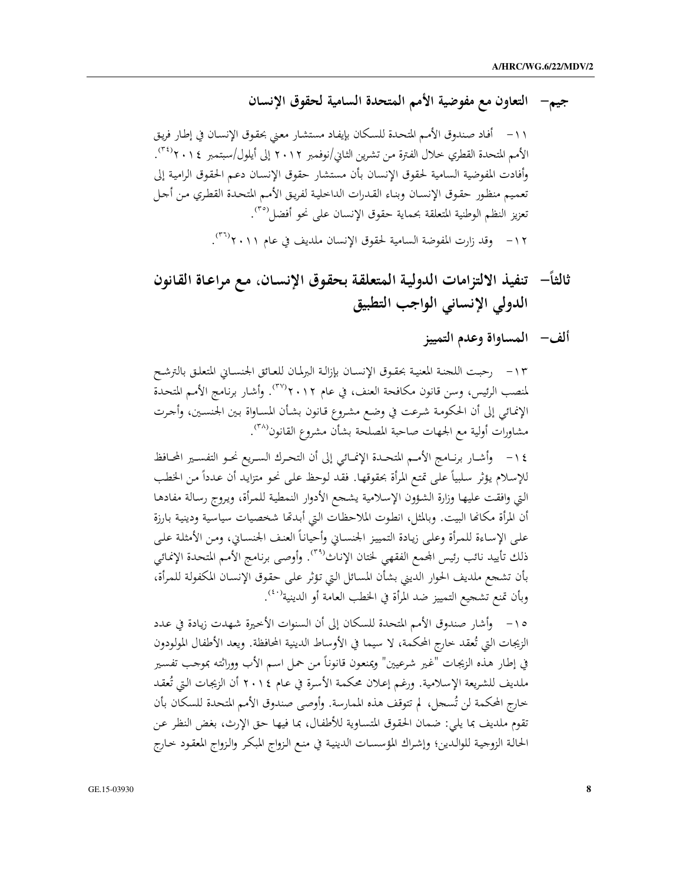### جيم- التعاون مع مفوضية الأمم المتحدة السامية لحقوق الإنسان

١١- أفاد صندوق الأمم المتحدة للسكان بإيفاد مستشار معني بحقوق الإنسان في إطار فريق الأمم المتحدة القطري خلال الفترة من تشرين الثاني/نوفمبر ٢٠١٢ إلى أيلول/سبتمبر ٢٠١٤[٣٤]. وأفادت المفوضية السامية لحقوق الإنسان بأن مستشار حقوق الإنسان دعم الحقوق الرامية إلى تعميم منظور حقوق الإنسان وبناء القدرات الداخلية لفريق الأمم المتحدة القطري من أجل تعزيز النظم الوطنية المتعلقة بحماية حقوق الإنسان على نحو أفضل[٣٥].

١٢- وقد زارت المفوضة السامية لحقوق الإنسان ملديف في عام ٢٠١١[٣٦].

## ثالثاً- تنفيذ الالتزامات الدولية المتعلقة بحقوق الإنسان، مع مراعاة القانون الدولي الإنساني الواجب التطبيق

### ألف- المساواة وعدم التمييز

١٣- رحبت اللجنة المعنية بحقوق الإنسان بإزالة البرلمان للعائق الجنساني المتعلق بالترشح لمنصب الرئيس، وسن قانون مكافحة العنف، في عام ٢٠١٢[٣٧]. وأشار برنامج الأمم المتحدة الإنمائي إلى أن الحكومة شرعت في وضع مشروع قانون بشأن المساواة بين الجنسين، وأجرت مشاورات أولية مع الجهات صاحبة المصلحة بشأن مشروع القانون[٣٨].

١٤- وأشار برنامج الأمم المتحدة الإنمائي إلى أن التحرك السريع نحو التفسير المحافظ للإسلام يؤثر سلبياً على تمتع المرأة بحقوقها. فقد لوحظ على نحو متزايد أن عدداً من الخطب التي وافقت عليها وزارة الشؤون الإسلامية يشجع الأدوار النمطية للمرأة، ويروج رسالة مفادها أن المرأة مكانها البيت. وبالمثل، انطوت الملاحظات التي أبدتها شخصيات سياسية ودينية بارزة على الإساءة للمرأة وعلى زيادة التمييز الجنساني وأحياناً العنف الجنساني، ومن الأمثلة على ذلك تأييد نائب رئيس المجمع الفقهي لختان الإناث[٣٩]. وأوصى برنامج الأمم المتحدة الإنمائي بأن تشجع ملديف الحوار الديني بشأن المسائل التي تؤثر على حقوق الإنسان المكفولة للمرأة، وبأن تمنع تشجيع التمييز ضد المرأة في الخطب العامة أو الدينية[٤٠].

١٥- وأشار صندوق الأمم المتحدة للسكان إلى أن السنوات الأخيرة شهدت زيادة في عدد الزيجات التي تُعقد خارج المحكمة، لا سيما في الأوساط الدينية المحافظة. ويعد الأطفال المولودون في إطار هذه الزيجات "غير شرعيين" ويمنعون قانوناً من حمل اسم الأب ووراثته بموجب تفسير ملديف للشريعة الإسلامية. ورغم إعلان محكمة الأسرة في عام ٢٠١٤ أن الزيجات التي تُعقد خارج المحكمة لن تُسجل، لم تتوقف هذه الممارسة. وأوصى صندوق الأمم المتحدة للسكان بأن تقوم ملديف بما يلي: ضمان الحقوق المتساوية للأطفال، بما فيها حق الإرث، بغض النظر عن الحالة الزوجية للوالدين؛ وإشراك المؤسسات الدينية في منع الزواج المبكر والزواج المعقود خارج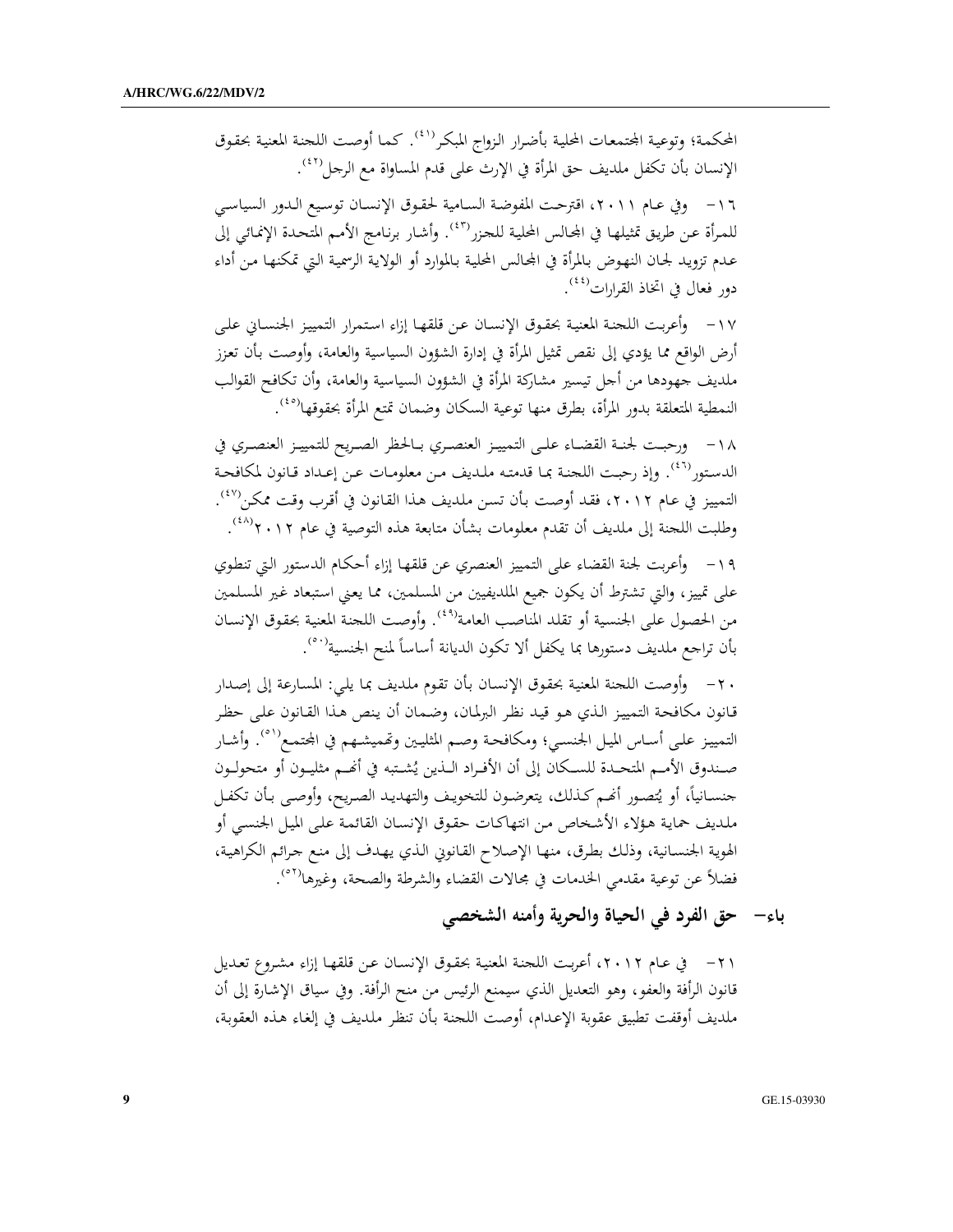المحكمة؛ وتوعية المجتمعات المحلية بأضرار الزواج المبكر[41]. كما أوصت اللجنة المعنية بحقوق الإنسان بأن تكفل ملديف حق المرأة في الإرث على قدم المساواة مع الرجل[42].

١٦- وفي عام ٢٠١١، اقترحت المفوضة السامية لحقوق الإنسان توسيع الدور السياسي للمرأة عن طريق تمثيلها في المجالس المحلية للجزر[43]. وأشار برنامج الأمم المتحدة الإنمائي إلى عدم تزويد لجان النهوض بالمرأة في المجالس المحلية بالموارد أو الولاية الرسمية التي تمكنها من أداء دور فعال في اتخاذ القرارات[44].

١٧- وأعربت اللجنة المعنية بحقوق الإنسان عن قلقها إزاء استمرار التمييز الجنساني على أرض الواقع مما يؤدي إلى نقص تمثيل المرأة في إدارة الشؤون السياسية والعامة، وأوصت بأن تعزز ملديف جهودها من أجل تيسير مشاركة المرأة في الشؤون السياسية والعامة، وأن تكافح القوالب النمطية المتعلقة بدور المرأة، بطرق منها توعية السكان وضمان تمتع المرأة بحقوقها[45].

١٨- ورحبت لجنة القضاء على التمييز العنصري بالحظر الصريح للتمييز العنصري في الدستور[46]. وإذ رحبت اللجنة بما قدمته ملديف من معلومات عن إعداد قانون لمكافحة التمييز في عام ٢٠١٢، فقد أوصت بأن تسن ملديف هذا القانون في أقرب وقت ممكن[47]. وطلبت اللجنة إلى ملديف أن تقدم معلومات بشأن متابعة هذه التوصية في عام ٢٠١٢[48].

١٩- وأعربت لجنة القضاء على التمييز العنصري عن قلقها إزاء أحكام الدستور التي تنطوي على تمييز، والتي تشترط أن يكون جميع الملديفيين من المسلمين، مما يعني استبعاد غير المسلمين من الحصول على الجنسية أو تقلد المناصب العامة[49]. وأوصت اللجنة المعنية بحقوق الإنسان بأن تراجع ملديف دستورها بما يكفل ألا تكون الديانة أساساً لمنح الجنسية[50].

٢٠- وأوصت اللجنة المعنية بحقوق الإنسان بأن تقوم ملديف بما يلي: المسارعة إلى إصدار قانون مكافحة التمييز الذي هو قيد نظر البرلمان، وضمان أن ينص هذا القانون على حظر التمييز على أساس الميل الجنسي؛ ومكافحة وصم المثليين وتهميشهم في المجتمع[51]. وأشار صندوق الأمم المتحدة للسكان إلى أن الأفراد الذين يُشتبه في أنهم مثليون أو متحولون جنسانياً، أو يُتصور أنهم كذلك، يتعرضون للتخويف والتهديد الصريح، وأوصى بأن تكفل ملديف حماية هؤلاء الأشخاص من انتهاكات حقوق الإنسان القائمة على الميل الجنسي أو الهوية الجنسانية، وذلك بطرق، منها الإصلاح القانوني الذي يهدف إلى منع جرائم الكراهية، فضلاً عن توعية مقدمي الخدمات في مجالات القضاء والشرطة والصحة، وغيرها[52].

## باء- حق الفرد في الحياة والحرية وأمنه الشخصي

٢١- في عام ٢٠١٢، أعربت اللجنة المعنية بحقوق الإنسان عن قلقها إزاء مشروع تعديل قانون الرأفة والعفو، وهو التعديل الذي سيمنع الرئيس من منح الرأفة. وفي سياق الإشارة إلى أن ملديف أوقفت تطبيق عقوبة الإعدام، أوصت اللجنة بأن تنظر ملديف في إلغاء هذه العقوبة،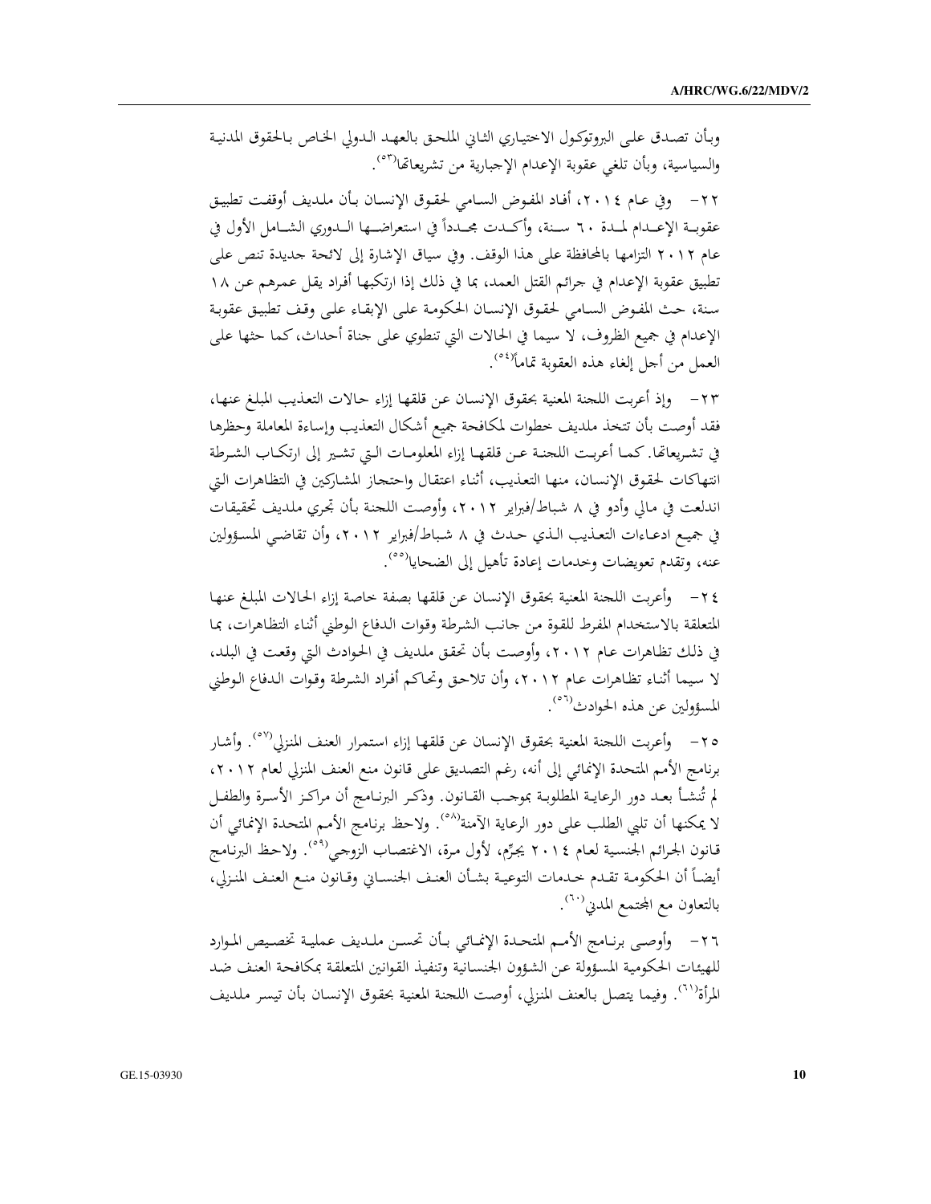وبأن تصدق على البروتوكول الاختياري الثاني الملحق بالعهد الدولي الخاص بالحقوق المدنية والسياسية، وبأن تلغي عقوبة الإعدام الإجبارية من تشريعاتها[٥٣].

٢٢- وفي عام ٢٠١٤، أفاد المفوض السامي لحقوق الإنسان بأن ملديف أوقفت تطبيق عقوبة الإعدام لمدة ٦٠ سنة، وأكدت مجدداً في استعراضها الدوري الشامل الأول في عام ٢٠١٢ التزامها بالمحافظة على هذا الوقف. وفي سياق الإشارة إلى لائحة جديدة تنص على تطبيق عقوبة الإعدام في جرائم القتل العمد، بما في ذلك إذا ارتكبها أفراد يقل عمرهم عن ١٨ سنة، حث المفوض السامي لحقوق الإنسان الحكومة على الإبقاء على وقف تطبيق عقوبة الإعدام في جميع الظروف، لا سيما في الحالات التي تنطوي على جناة أحداث، كما حثها على العمل من أجل إلغاء هذه العقوبة تماماً[٥٤].

٢٣- وإذ أعربت اللجنة المعنية بحقوق الإنسان عن قلقها إزاء حالات التعذيب المبلغ عنها، فقد أوصت بأن تتخذ ملديف خطوات لمكافحة جميع أشكال التعذيب وإساءة المعاملة وحظرها في تشريعاتها. كما أعربت اللجنة عن قلقها إزاء المعلومات التي تشير إلى ارتكاب الشرطة انتهاكات لحقوق الإنسان، منها التعذيب، أثناء اعتقال واحتجاز المشاركين في التظاهرات التي اندلعت في مالي وأدو في ٨ شباط/فبراير ٢٠١٢، وأوصت اللجنة بأن تجري ملديف تحقيقات في جميع ادعاءات التعذيب الذي حدث في ٨ شباط/فبراير ٢٠١٢، وأن تقاضي المسؤولين عنه، وتقدم تعويضات وخدمات إعادة تأهيل إلى الضحايا[٥٥].

٢٤- وأعربت اللجنة المعنية بحقوق الإنسان عن قلقها بصفة خاصة إزاء الحالات المبلغ عنها المتعلقة بالاستخدام المفرط للقوة من جانب الشرطة وقوات الدفاع الوطني أثناء التظاهرات، بما في ذلك تظاهرات عام ٢٠١٢، وأوصت بأن تحقق ملديف في الحوادث التي وقعت في البلد، لا سيما أثناء تظاهرات عام ٢٠١٢، وأن تلاحق وتحاكم أفراد الشرطة وقوات الدفاع الوطني المسؤولين عن هذه الحوادث[٥٦].

٢٥- وأعربت اللجنة المعنية بحقوق الإنسان عن قلقها إزاء استمرار العنف المنزلي[٥٧]. وأشار برنامج الأمم المتحدة الإنمائي إلى أنه، رغم التصديق على قانون منع العنف المنزلي لعام ٢٠١٢، لم تُنشأ بعد دور الرعاية المطلوبة بموجب القانون. وذكر البرنامج أن مراكز الأسرة والطفل لا يمكنها أن تلبي الطلب على دور الرعاية الآمنة[٥٨]. ولاحظ برنامج الأمم المتحدة الإنمائي أن قانون الجرائم الجنسية لعام ٢٠١٤ يجرِّم، لأول مرة، الاغتصاب الزوجي[٥٩]. ولاحظ البرنامج أيضاً أن الحكومة تقدم خدمات التوعية بشأن العنف الجنساني وقانون منع العنف المنزلي، بالتعاون مع المجتمع المدني[٦٠].

٢٦- وأوصى برنامج الأمم المتحدة الإنمائي بأن تحسن ملديف عملية تخصيص الموارد للهيئات الحكومية المسؤولة عن الشؤون الجنسانية وتنفيذ القوانين المتعلقة بمكافحة العنف ضد المرأة[٦١]. وفيما يتصل بالعنف المنزلي، أوصت اللجنة المعنية بحقوق الإنسان بأن تيسر ملديف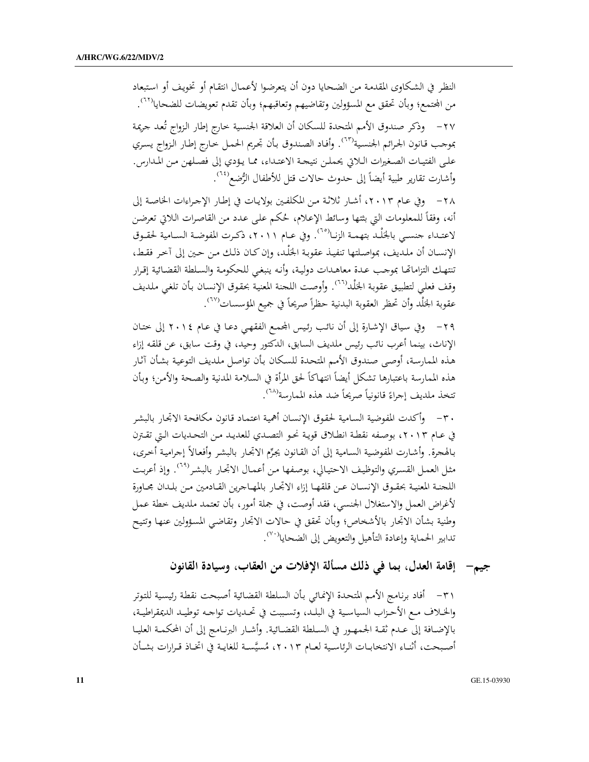النظر في الشكاوى المقدمة من الضحايا دون أن يتعرضوا لأعمال انتقام أو تخويف أو استبعاد من المجتمع؛ وبأن تحقق مع المسؤولين وتقاضيهم وتعاقبهم؛ وبأن تقدم تعويضات للضحايا[٦٢].

٢٧- وذكر صندوق الأمم المتحدة للسكان أن العلاقة الجنسية خارج إطار الزواج تُعد جريمة بموجب قانون الجرائم الجنسية[٦٣]. وأفاد الصندوق بأن تجريم الحمل خارج إطار الزواج يسري على الفتيات الصغيرات اللاتي يحملن نتيجة الاعتداء، مما يؤدي إلى فصلهن من المدارس. وأشارت تقارير طبية أيضاً إلى حدوث حالات قتل للأطفال الرُّضع[٦٤].

٢٨- وفي عام ٢٠١٣، أشار ثلاثة من المكلفين بولايات في إطار الإجراءات الخاصة إلى أنه، وفقاً للمعلومات التي بثتها وسائط الإعلام، حُكم على عدد من القاصرات اللاتي تعرضن لاعتداء جنسي بالجَلْد بتهمة الزنا[٦٥]. وفي عام ٢٠١١، ذكرت المفوضة السامية لحقوق الإنسان أن ملديف، بمواصلتها تنفيذ عقوبة الجَلْد، وإن كان ذلك من حين إلى آخر فقط، تنتهك التزاماتها بموجب عدة معاهدات دولية، وأنه ينبغي للحكومة والسلطة القضائية إقرار وقف فعلي لتطبيق عقوبة الجَلْد[٦٦]. وأوصت اللجنة المعنية بحقوق الإنسان بأن تلغي ملديف عقوبة الجَلْد وأن تحظر العقوبة البدنية حظراً صريحاً في جميع المؤسسات[٦٧].

٢٩- وفي سياق الإشارة إلى أن نائب رئيس المجمع الفقهي دعا في عام ٢٠١٤ إلى ختان الإناث، بينما أعرب نائب رئيس ملديف السابق، الدكتور وحيد، في وقت سابق، عن قلقه إزاء هذه الممارسة، أوصى صندوق الأمم المتحدة للسكان بأن تواصل ملديف التوعية بشأن آثار هذه الممارسة باعتبارها تشكل أيضاً انتهاكاً لحق المرأة في السلامة المدنية والصحة والأمن؛ وبأن تتخذ ملديف إجراءً قانونياً صريحاً ضد هذه الممارسة[٦٨].

٣٠- وأكدت المفوضية السامية لحقوق الإنسان أهمية اعتماد قانون مكافحة الاتجار بالبشر في عام ٢٠١٣، بوصفه نقطة انطلاق قوية نحو التصدي للعديد من التحديات التي تقترن بالهجرة. وأشارت المفوضية السامية إلى أن القانون يجرِّم الاتجار بالبشر وأفعالاً إجرامية أخرى، مثل العمل القسري والتوظيف الاحتيالي، بوصفها من أعمال الاتجار بالبشر[٦٩]. وإذ أعربت اللجنة المعنية بحقوق الإنسان عن قلقها إزاء الاتجار بالمهاجرين القادمين من بلدان مجاورة لأغراض العمل والاستغلال الجنسي، فقد أوصت، في جملة أمور، بأن تعتمد ملديف خطة عمل وطنية بشأن الاتجار بالأشخاص؛ وبأن تحقق في حالات الاتجار وتقاضي المسؤولين عنها وتتيح تدابير الحماية وإعادة التأهيل والتعويض إلى الضحايا[٧٠].

## جيم- إقامة العدل، بما في ذلك مسألة الإفلات من العقاب، وسيادة القانون

٣١- أفاد برنامج الأمم المتحدة الإنمائي بأن السلطة القضائية أصبحت نقطة رئيسية للتوتر والخلاف مع الأحزاب السياسية في البلد، وتسببت في تحديات تواجه توطيد الديمقراطية، بالإضافة إلى عدم ثقة الجمهور في السلطة القضائية. وأشار البرنامج إلى أن المحكمة العليا أصبحت، أثناء الانتخابات الرئاسية لعام ٢٠١٣، مُسيَّسة للغاية في اتخاذ قرارات بشأن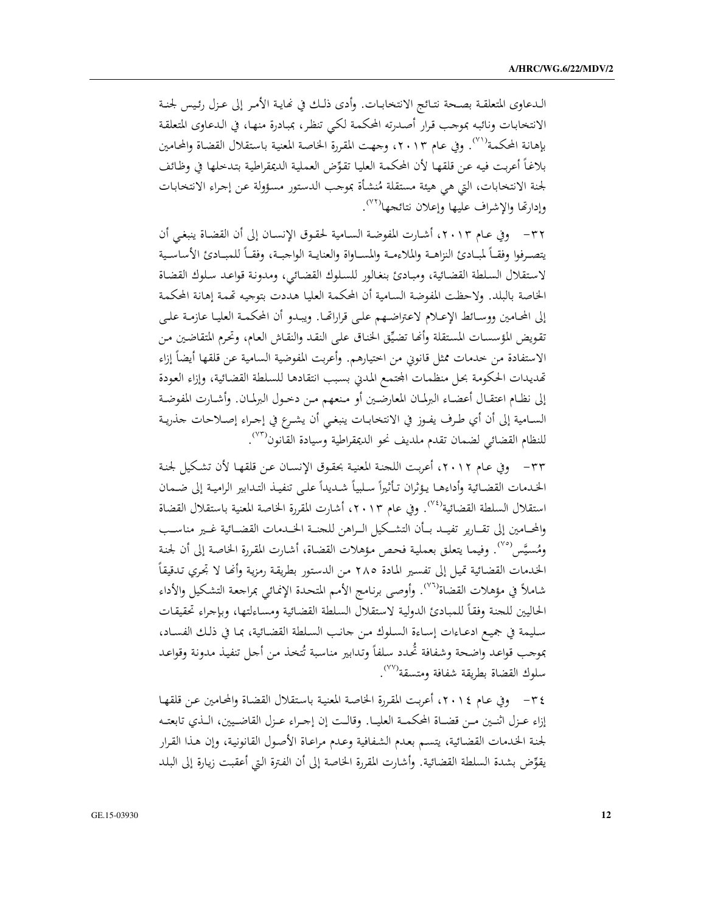الدعاوى المتعلقة بصحة نتائج الانتخابات. وأدى ذلك في نهاية الأمر إلى عزل رئيس لجنة الانتخابات ونائبه بموجب قرار أصدرته المحكمة لكي تنظر، بمبادرة منها، في الدعاوى المتعلقة بإهانة المحكمة[٧١]. وفي عام ٢٠١٣، وجهت المقررة الخاصة المعنية باستقلال القضاة والمحامين بلاغاً أعربت فيه عن قلقها لأن المحكمة العليا تقوّض العملية الديمقراطية بتدخلها في وظائف لجنة الانتخابات، التي هي هيئة مستقلة مُنشأة بموجب الدستور مسؤولة عن إجراء الانتخابات وإدارتها والإشراف عليها وإعلان نتائجها[٧٢].

٣٢- وفي عام ٢٠١٣، أشارت المفوضة السامية لحقوق الإنسان إلى أن القضاة ينبغي أن يتصرفوا وفقاً لمبادئ النزاهة والملاءمة والمساواة والعناية الواجبة، وفقاً للمبادئ الأساسية لاستقلال السلطة القضائية، ومبادئ بنغالور للسلوك القضائي، ومدونة قواعد سلوك القضاة الخاصة بالبلد. ولاحظت المفوضة السامية أن المحكمة العليا هددت بتوجيه تهمة إهانة المحكمة إلى المحامين ووسائط الإعلام لاعتراضهم على قراراتها. ويبدو أن المحكمة العليا عازمة على تقويض المؤسسات المستقلة وأنها تضيّق الخناق على النقد والنقاش العام، وتحرم المتقاضين من الاستفادة من خدمات ممثل قانوني من اختيارهم. وأعربت المفوضية السامية عن قلقها أيضاً إزاء تهديدات الحكومة بحل منظمات المجتمع المدني بسبب انتقادها للسلطة القضائية، وإزاء العودة إلى نظام اعتقال أعضاء البرلمان المعارضين أو منعهم من دخول البرلمان. وأشارت المفوضة السامية إلى أن أي طرف يفوز في الانتخابات ينبغي أن يشرع في إجراء إصلاحات جذرية للنظام القضائي لضمان تقدم ملديف نحو الديمقراطية وسيادة القانون[٧٣].

٣٣- وفي عام ٢٠١٢، أعربت اللجنة المعنية بحقوق الإنسان عن قلقها لأن تشكيل لجنة الخدمات القضائية وأداءها يؤثران تأثيراً سلبياً شديداً على تنفيذ التدابير الرامية إلى ضمان استقلال السلطة القضائية[٧٤]. وفي عام ٢٠١٣، أشارت المقررة الخاصة المعنية باستقلال القضاة والمحامين إلى تقارير تفيد بأن التشكيل الراهن للجنة الخدمات القضائية غير مناسب ومُسيَّس[٧٥]. وفيما يتعلق بعملية فحص مؤهلات القضاة، أشارت المقررة الخاصة إلى أن لجنة الخدمات القضائية تميل إلى تفسير المادة ٢٨٥ من الدستور بطريقة رمزية وأنها لا تجري تدقيقاً شاملاً في مؤهلات القضاة[٧٦]. وأوصى برنامج الأمم المتحدة الإنمائي بمراجعة التشكيل والأداء الحاليين للجنة وفقاً للمبادئ الدولية لاستقلال السلطة القضائية ومساءلتها، وبإجراء تحقيقات سليمة في جميع ادعاءات إساءة السلوك من جانب السلطة القضائية، بما في ذلك الفساد، بموجب قواعد واضحة وشفافة تُحدد سلفاً وتدابير مناسبة تُتخذ من أجل تنفيذ مدونة وقواعد سلوك القضاة بطريقة شفافة ومتسقة[٧٧].

٣٤- وفي عام ٢٠١٤، أعربت المقررة الخاصة المعنية باستقلال القضاة والمحامين عن قلقها إزاء عزل اثنين من قضاة المحكمة العليا. وقالت إن إجراء عزل القاضيين، الذي تابعته لجنة الخدمات القضائية، يتسم بعدم الشفافية وعدم مراعاة الأصول القانونية، وإن هذا القرار يقوّض بشدة السلطة القضائية. وأشارت المقررة الخاصة إلى أن الفترة التي أعقبت زيارة إلى البلد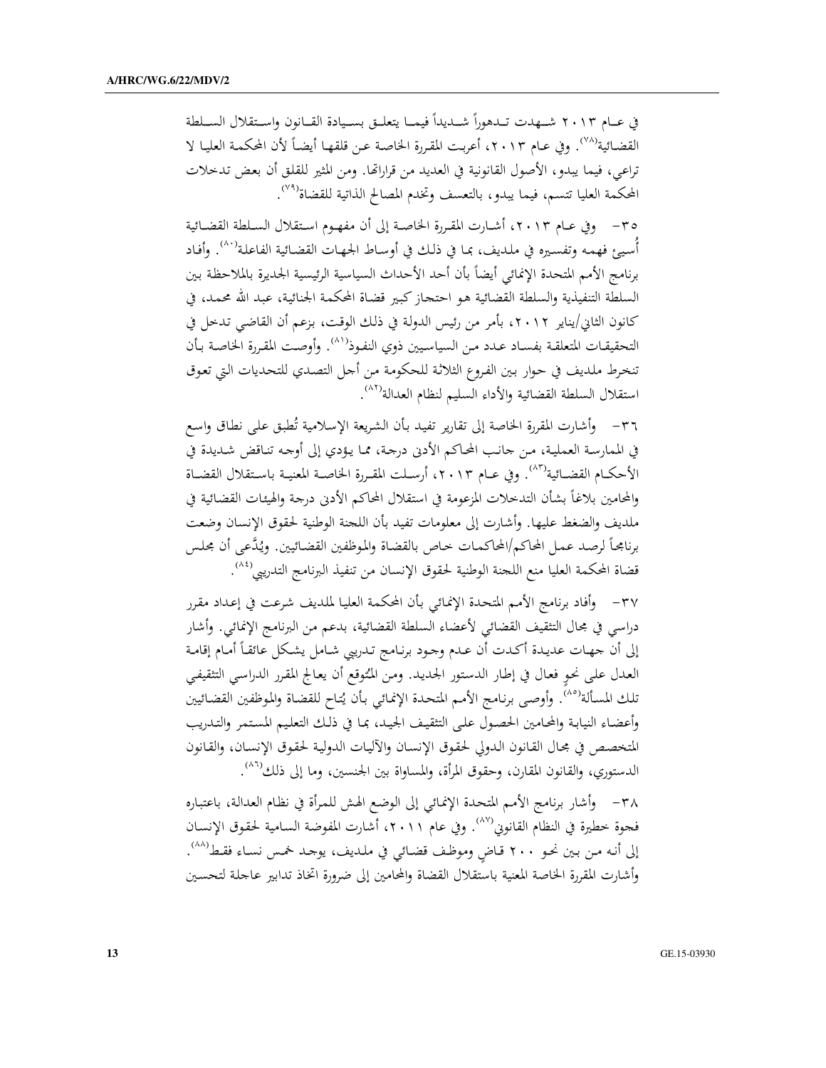في عـام ٢٠١٣ شـهدت تـدهوراً شـديداً فيمـا يتعلـق بسـيادة القـانون واسـتقلال السـلطة القضائية[٧٨]. وفي عام ٢٠١٣، أعربت المقررة الخاصة عن قلقها أيضاً لأن المحكمة العليا لا تراعي، فيما يبدو، الأصول القانونية في العديد من قراراتها. ومن المثير للقلق أن بعض تدخلات المحكمة العليا تتسم، فيما يبدو، بالتعسف وتخدم المصالح الذاتية للقضاة[٧٩].

٣٥- وفي عـام ٢٠١٣، أشـارت المقـررة الخاصـة إلى أن مفهـوم اسـتقلال السـلطة القضـائية أُسيئ فهمه وتفسيره في ملديف، بما في ذلك في أوساط الجهات القضائية الفاعلة[٨٠]. وأفاد برنامج الأمم المتحدة الإنمائي أيضاً بأن أحد الأحداث السياسية الرئيسية الجديرة بالملاحظة بين السلطة التنفيذية والسلطة القضائية هو احتجاز كبير قضاة المحكمة الجنائية، عبد الله محمد، في كانون الثاني/يناير ٢٠١٢، بأمر من رئيس الدولة في ذلك الوقت، بزعم أن القاضي تدخل في التحقيقات المتعلقة بفساد عدد من السياسيين ذوي النفوذ[٨١]. وأوصت المقررة الخاصة بأن تنخرط ملديف في حوار بين الفروع الثلاثة للحكومة من أجل التصدي للتحديات التي تعوق استقلال السلطة القضائية والأداء السليم لنظام العدالة[٨٢].

٣٦- وأشارت المقررة الخاصة إلى تقارير تفيد بأن الشريعة الإسلامية تُطبق على نطاق واسع في الممارسة العملية، من جانب المحاكم الأدنى درجة، مما يؤدي إلى أوجه تناقض شديدة في الأحكـام القضـائية[٨٣]. وفي عـام ٢٠١٣، أرسـلت المقـررة الخاصـة المعنيـة باسـتقلال القضـاة والمحامين بلاغاً بشأن التدخلات المزعومة في استقلال المحاكم الأدنى درجة والهيئات القضائية في ملديف والضغط عليها. وأشارت إلى معلومات تفيد بأن اللجنة الوطنية لحقوق الإنسان وضعت برنامجاً لرصد عمل المحاكم/المحاكمات خاص بالقضاة والموظفين القضائيين. ويُدَّعى أن مجلس قضاة المحكمة العليا منع اللجنة الوطنية لحقوق الإنسان من تنفيذ البرنامج التدريبي[٨٤].

٣٧- وأفاد برنامج الأمم المتحدة الإنمائي بأن المحكمة العليا لملديف شرعت في إعداد مقرر دراسي في مجال التثقيف القضائي لأعضاء السلطة القضائية، بدعم من البرنامج الإنمائي. وأشار إلى أن جهات عديدة أكدت أن عدم وجود برنامج تدريبي شامل يشكل عائقاً أمام إقامة العدل على نحوٍ فعال في إطار الدستور الجديد. ومن المتوقع أن يعالج المقرر الدراسي التثقيفي تلك المسألة[٨٥]. وأوصى برنامج الأمم المتحدة الإنمائي بأن يُتاح للقضاة والموظفين القضائيين وأعضاء النيابة والمحامين الحصول على التثقيف الجيد، بما في ذلك التعليم المستمر والتدريب المتخصص في مجال القانون الدولي لحقوق الإنسان والآليات الدولية لحقوق الإنسان، والقانون الدستوري، والقانون المقارن، وحقوق المرأة، والمساواة بين الجنسين، وما إلى ذلك[٨٦].

٣٨- وأشار برنامج الأمم المتحدة الإنمائي إلى الوضع الهش للمرأة في نظام العدالة، باعتباره فجوة خطيرة في النظام القانوني[٨٧]. وفي عام ٢٠١١، أشارت المفوضة السامية لحقوق الإنسان إلى أنه من بين نحو ٢٠٠ قاضٍ وموظف قضائي في ملديف، يوجد خمس نساء فقط[٨٨]. وأشارت المقررة الخاصة المعنية باستقلال القضاة والمحامين إلى ضرورة اتخاذ تدابير عاجلة لتحسين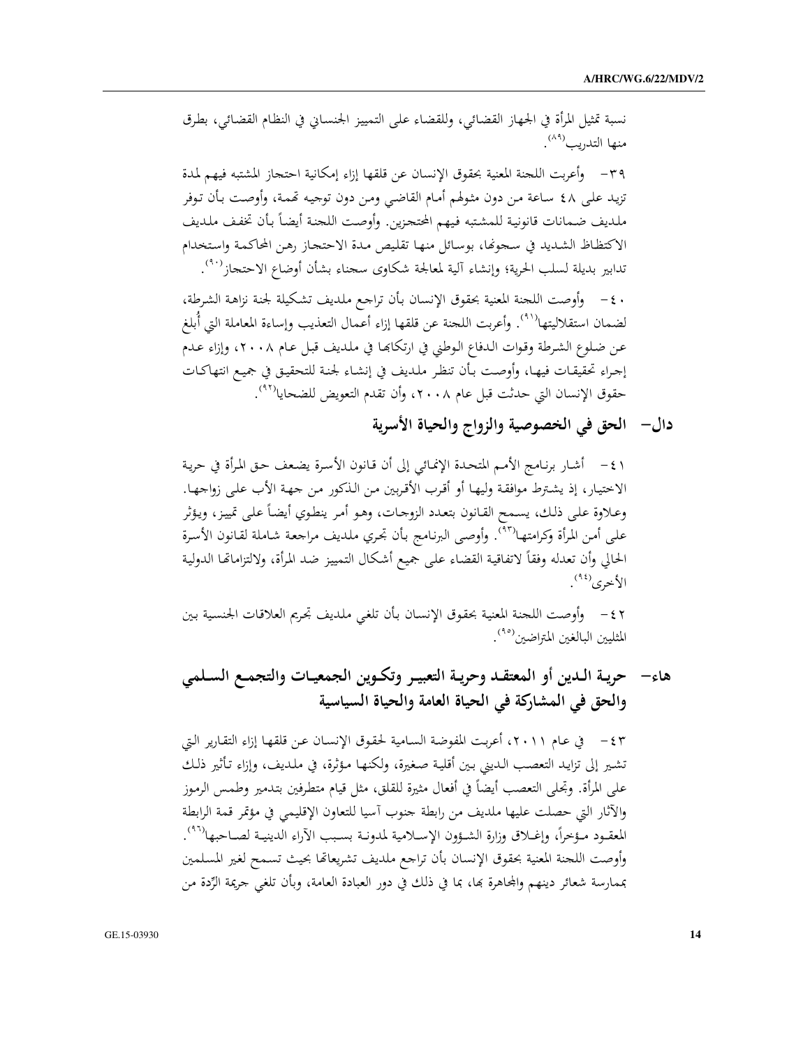نسبة تمثيل المرأة في الجهاز القضائي، وللقضاء على التمييز الجنساني في النظام القضائي، بطرق منها التدريب(٨٩).

٣٩- وأعربت اللجنة المعنية بحقوق الإنسان عن قلقها إزاء إمكانية احتجاز المشتبه فيهم لمدة تزيد على ٤٨ ساعة من دون مثولهم أمام القاضي ومن دون توجيه تهمة، وأوصت بأن توفر ملديف ضمانات قانونية للمشتبه فيهم المحتجزين. وأوصت اللجنة أيضاً بأن تخفف ملديف الاكتظاظ الشديد في سجونها، بوسائل منها تقليص مدة الاحتجاز رهن المحاكمة واستخدام تدابير بديلة لسلب الحرية؛ وإنشاء آلية لمعالجة شكاوى سجناء بشأن أوضاع الاحتجاز(٩٠).

٤٠- وأوصت اللجنة المعنية بحقوق الإنسان بأن تراجع ملديف تشكيلة لجنة نزاهة الشرطة، لضمان استقلاليتها(٩١). وأعربت اللجنة عن قلقها إزاء أعمال التعذيب وإساءة المعاملة التي أُبلغ عن ضلوع الشرطة وقوات الدفاع الوطني في ارتكابها في ملديف قبل عام ٢٠٠٨، وإزاء عدم إجراء تحقيقات فيها، وأوصت بأن تنظر ملديف في إنشاء لجنة للتحقيق في جميع انتهاكات حقوق الإنسان التي حدثت قبل عام ٢٠٠٨، وأن تقدم التعويض للضحايا(٩٢).

## دال- الحق في الخصوصية والزواج والحياة الأسرية

٤١- أشار برنامج الأمم المتحدة الإنمائي إلى أن قانون الأسرة يضعف حق المرأة في حرية الاختيار، إذ يشترط موافقة وليها أو أقرب الأقربين من الذكور من جهة الأب على زواجها. وعلاوة على ذلك، يسمح القانون بتعدد الزوجات، وهو أمر ينطوي أيضاً على تمييز، ويؤثر على أمن المرأة وكرامتها(٩٣). وأوصى البرنامج بأن تجري ملديف مراجعة شاملة لقانون الأسرة الحالي وأن تعدله وفقاً لاتفاقية القضاء على جميع أشكال التمييز ضد المرأة، ولالتزاماتها الدولية الأخرى(٩٤).

٤٢- وأوصت اللجنة المعنية بحقوق الإنسان بأن تلغي ملديف تجريم العلاقات الجنسية بين المثليين البالغين المتراضين(٩٥).

## هاء- حرية الدين أو المعتقد وحرية التعبير وتكوين الجمعيات والتجمع السلمي والحق في المشاركة في الحياة العامة والحياة السياسية

٤٣- في عام ٢٠١١، أعربت المفوضة السامية لحقوق الإنسان عن قلقها إزاء التقارير التي تشير إلى تزايد التعصب الديني بين أقلية صغيرة، ولكنها مؤثرة، في ملديف، وإزاء تأثير ذلك على المرأة. وتجلى التعصب أيضاً في أفعال مثيرة للقلق، مثل قيام متطرفين بتدمير وطمس الرموز والآثار التي حصلت عليها ملديف من رابطة جنوب آسيا للتعاون الإقليمي في مؤتمر قمة الرابطة المعقود مؤخراً، وإغلاق وزارة الشؤون الإسلامية لمدونة بسبب الآراء الدينية لصاحبها(٩٦). وأوصت اللجنة المعنية بحقوق الإنسان بأن تراجع ملديف تشريعاتها بحيث تسمح لغير المسلمين بممارسة شعائر دينهم والمجاهرة بها، بما في ذلك في دور العبادة العامة، وبأن تلغي جريمة الرّدة من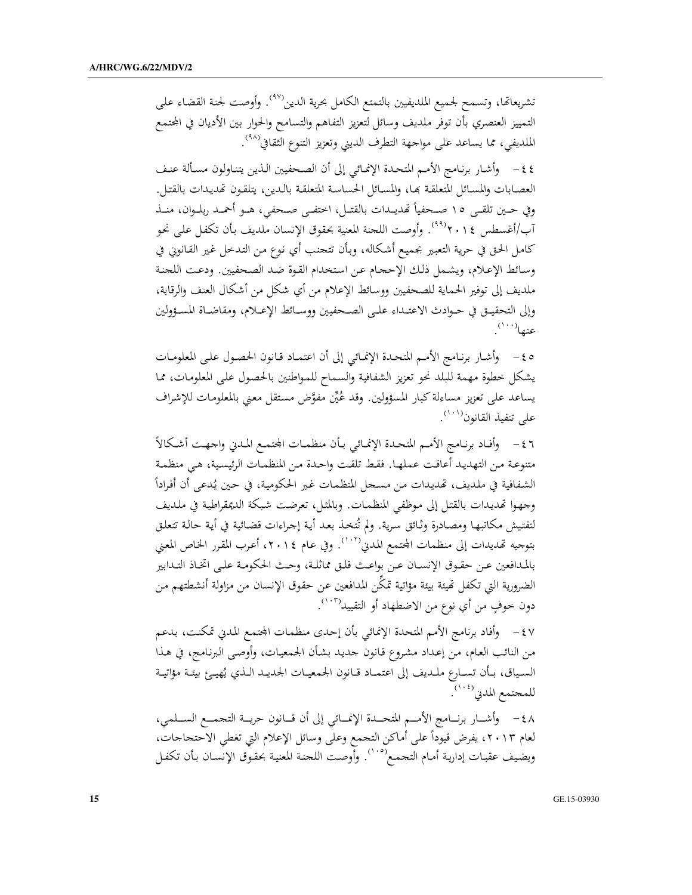تشريعاتها، وتسمح لجميع الملديفيين بالتمتع الكامل بحرية الدين[٩٧]. وأوصت لجنة القضاء على التمييز العنصري بأن توفر ملديف وسائل لتعزيز التفاهم والتسامح والحوار بين الأديان في المجتمع الملديفي، مما يساعد على مواجهة التطرف الديني وتعزيز التنوع الثقافي[٩٨].

٤٤- وأشار برنامج الأمم المتحدة الإنمائي إلى أن الصحفيين الذين يتناولون مسألة عنف العصابات والمسائل المتعلقة بها، والمسائل الحساسة المتعلقة بالدين، يتلقون تهديدات بالقتل. وفي حين تلقى ١٥ صحفياً تهديدات بالقتل، اختفى صحفي، هو أحمد ريلوان، منذ آب/أغسطس ٢٠١٤[٩٩]. وأوصت اللجنة المعنية بحقوق الإنسان ملديف بأن تكفل على نحو كامل الحق في حرية التعبير بجميع أشكاله، وبأن تتجنب أي نوع من التدخل غير القانوني في وسائط الإعلام، ويشمل ذلك الإحجام عن استخدام القوة ضد الصحفيين. ودعت اللجنة ملديف إلى توفير الحماية للصحفيين ووسائط الإعلام من أي شكل من أشكال العنف والرقابة، وإلى التحقيق في حوادث الاعتداء على الصحفيين ووسائط الإعلام، ومقاضاة المسؤولين عنها[١٠٠].

٤٥- وأشار برنامج الأمم المتحدة الإنمائي إلى أن اعتماد قانون الحصول على المعلومات يشكل خطوة مهمة للبلد نحو تعزيز الشفافية والسماح للمواطنين بالحصول على المعلومات، مما يساعد على تعزيز مساءلة كبار المسؤولين. وقد عُيِّن مفوَّض مستقل معني بالمعلومات للإشراف على تنفيذ القانون[١٠١].

٤٦- وأفاد برنامج الأمم المتحدة الإنمائي بأن منظمات المجتمع المدني واجهت أشكالاً متنوعة من التهديد أعاقت عملها. فقط تلقت واحدة من المنظمات الرئيسية، هي منظمة الشفافية في ملديف، تهديدات من مسجل المنظمات غير الحكومية، في حين يُدعى أن أفراداً وجهوا تهديدات بالقتل إلى موظفي المنظمات. وبالمثل، تعرضت شبكة الديمقراطية في ملديف لتفتيش مكاتبها ومصادرة وثائق سرية. ولم تُتخذ بعد أية إجراءات قضائية في أية حالة تتعلق بتوجيه تهديدات إلى منظمات المجتمع المدني[١٠٢]. وفي عام ٢٠١٤، أعرب المقرر الخاص المعني بالمدافعين عن حقوق الإنسان عن بواعث قلق مماثلة، وحث الحكومة على اتخاذ التدابير الضرورية التي تكفل تهيئة بيئة مؤاتية تمكّن المدافعين عن حقوق الإنسان من مزاولة أنشطتهم من دون خوفٍ من أي نوع من الاضطهاد أو التقييد[١٠٣].

٤٧- وأفاد برنامج الأمم المتحدة الإنمائي بأن إحدى منظمات المجتمع المدني تمكنت، بدعم من النائب العام، من إعداد مشروع قانون جديد بشأن الجمعيات، وأوصى البرنامج، في هذا السياق، بأن تسارع ملديف إلى اعتماد قانون الجمعيات الجديد الذي يُهيئ بيئة مؤاتية للمجتمع المدني[١٠٤].

٤٨- وأشار برنامج الأمم المتحدة الإنمائي إلى أن قانون حرية التجمع السلمي، لعام ٢٠١٣، يفرض قيوداً على أماكن التجمع وعلى وسائل الإعلام التي تغطي الاحتجاجات، ويضيف عقبات إدارية أمام التجمع[١٠٥]. وأوصت اللجنة المعنية بحقوق الإنسان بأن تكفل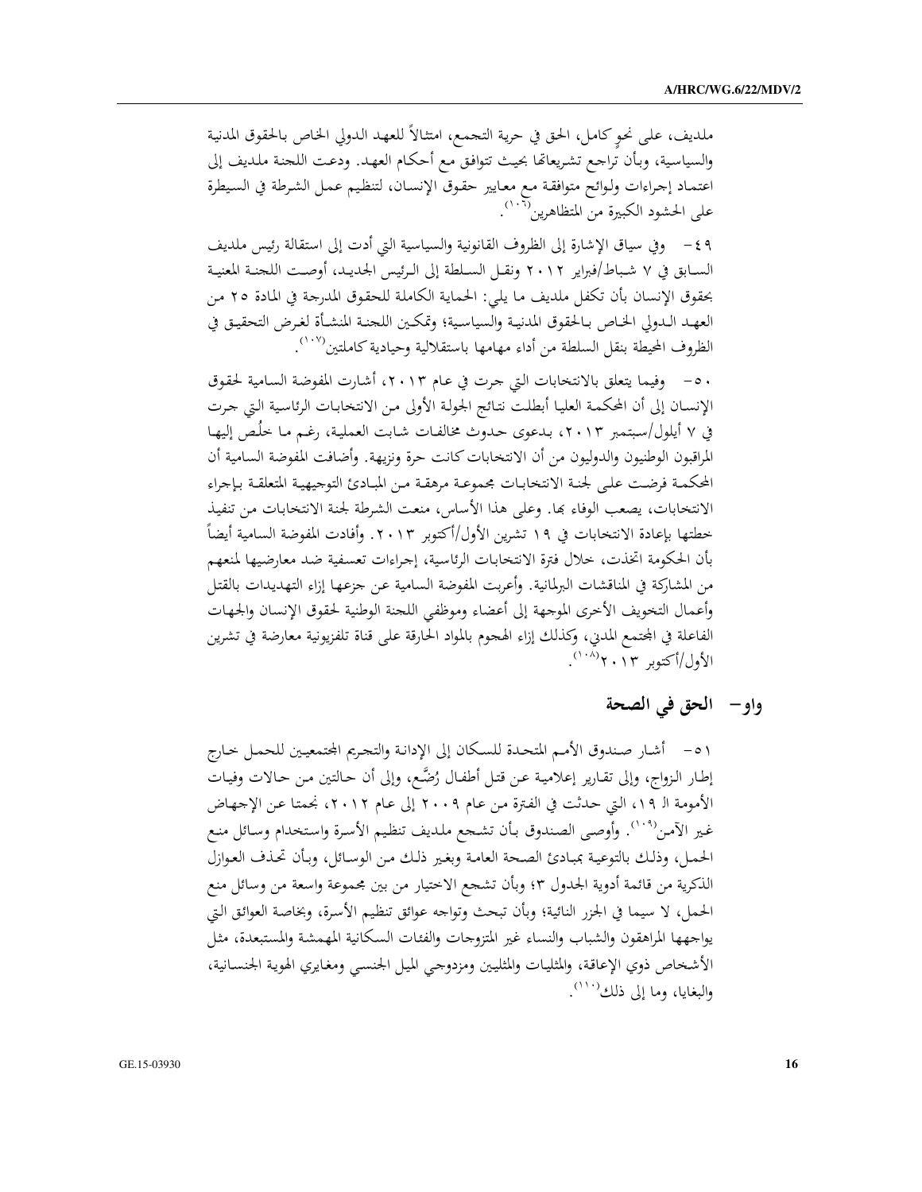ملديف، على نحوٍ كامل، الحق في حرية التجمع، امتثالاً للعهد الدولي الخاص بالحقوق المدنية والسياسية، وبأن تراجع تشريعاتها بحيث تتوافق مع أحكام العهد. ودعت اللجنة ملديف إلى اعتماد إجراءات ولوائح متوافقة مع معايير حقوق الإنسان، لتنظيم عمل الشرطة في السيطرة على الحشود الكبيرة من المتظاهرين[(١٠٦)].

٤٩- وفي سياق الإشارة إلى الظروف القانونية والسياسية التي أدت إلى استقالة رئيس ملديف السابق في ٧ شباط/فبراير ٢٠١٢ ونقل السلطة إلى الرئيس الجديد، أوصت اللجنة المعنية بحقوق الإنسان بأن تكفل ملديف ما يلي: الحماية الكاملة للحقوق المدرجة في المادة ٢٥ من العهد الدولي الخاص بالحقوق المدنية والسياسية؛ وتمكين اللجنة المنشأة لغرض التحقيق في الظروف المحيطة بنقل السلطة من أداء مهامها باستقلالية وحيادية كاملتين[(١٠٧)].

٥٠- وفيما يتعلق بالانتخابات التي جرت في عام ٢٠١٣، أشارت المفوضة السامية لحقوق الإنسان إلى أن المحكمة العليا أبطلت نتائج الجولة الأولى من الانتخابات الرئاسية التي جرت في ٧ أيلول/سبتمبر ٢٠١٣، بدعوى حدوث مخالفات شابت العملية، رغم ما خلُص إليها المراقبون الوطنيون والدوليون من أن الانتخابات كانت حرة ونزيهة. وأضافت المفوضة السامية أن المحكمة فرضت على لجنة الانتخابات مجموعة مرهقة من المبادئ التوجيهية المتعلقة بإجراء الانتخابات، يصعب الوفاء بها. وعلى هذا الأساس، منعت الشرطة لجنة الانتخابات من تنفيذ خطتها بإعادة الانتخابات في ١٩ تشرين الأول/أكتوبر ٢٠١٣. وأفادت المفوضة السامية أيضاً بأن الحكومة اتخذت، خلال فترة الانتخابات الرئاسية، إجراءات تعسفية ضد معارضيها لمنعهم من المشاركة في المناقشات البرلمانية. وأعربت المفوضة السامية عن جزعها إزاء التهديدات بالقتل وأعمال التخويف الأخرى الموجهة إلى أعضاء وموظفي اللجنة الوطنية لحقوق الإنسان والجهات الفاعلة في المجتمع المدني، وكذلك إزاء الهجوم بالمواد الحارقة على قناة تلفزيونية معارضة في تشرين الأول/أكتوبر ٢٠١٣[(١٠٨)].

## واو- الحق في الصحة

٥١- أشار صندوق الأمم المتحدة للسكان إلى الإدانة والتجريم المجتمعيين للحمل خارج إطار الزواج، وإلى تقارير إعلامية عن قتل أطفال رُضَّع، وإلى أن حالتين من حالات وفيات الأمومة الـ ١٩، التي حدثت في الفترة من عام ٢٠٠٩ إلى عام ٢٠١٢، نجمتا عن الإجهاض غير الآمن[(١٠٩)]. وأوصى الصندوق بأن تشجع ملديف تنظيم الأسرة واستخدام وسائل منع الحمل، وذلك بالتوعية بمبادئ الصحة العامة وبغير ذلك من الوسائل، وبأن تحذف العوازل الذكرية من قائمة أدوية الجدول ٣؛ وبأن تشجع الاختيار من بين مجموعة واسعة من وسائل منع الحمل، لا سيما في الجزر النائية؛ وبأن تبحث وتواجه عوائق تنظيم الأسرة، وبخاصة العوائق التي يواجهها المراهقون والشباب والنساء غير المتزوجات والفئات السكانية المهمشة والمستبعدة، مثل الأشخاص ذوي الإعاقة، والمثليات والمثليين ومزدوجي الميل الجنسي ومغايري الهوية الجنسانية، والبغايا، وما إلى ذلك[(١١٠)].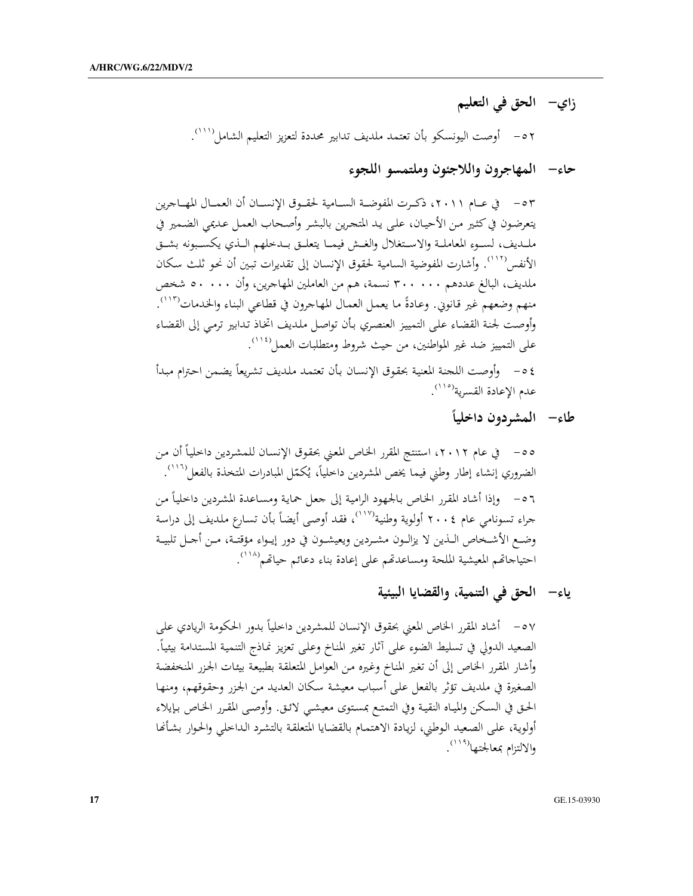## زاي- الحق في التعليم

٥٢- أوصت اليونسكو بأن تعتمد ملديف تدابير محددة لتعزيز التعليم الشامل[١١١].

## حاء- المهاجرون واللاجئون وملتمسو اللجوء

٥٣- في عام ٢٠١١، ذكرت المفوضة السامية لحقوق الإنسان أن العمال المهاجرين يتعرضون في كثير من الأحيان، على يد المتجرين بالبشر وأصحاب العمل عديمي الضمير في ملديف، لسوء المعاملة والاستغلال والغش فيما يتعلق بدخلهم الذي يكسبونه بشق الأنفس[١١٢]. وأشارت المفوضية السامية لحقوق الإنسان إلى تقديرات تبين أن نحو ثلث سكان ملديف، البالغ عددهم ٣٠٠ ٠٠٠ نسمة، هم من العاملين المهاجرين، وأن ٥٠ ٠٠٠ شخص منهم وضعهم غير قانوني. وعادةً ما يعمل العمال المهاجرون في قطاعي البناء والخدمات[١١٣]. وأوصت لجنة القضاء على التمييز العنصري بأن تواصل ملديف اتخاذ تدابير ترمي إلى القضاء على التمييز ضد غير المواطنين، من حيث شروط ومتطلبات العمل[١١٤].

٥٤- وأوصت اللجنة المعنية بحقوق الإنسان بأن تعتمد ملديف تشريعاً يضمن احترام مبدأ عدم الإعادة القسرية[١١٥].

## طاء- المشردون داخلياً

٥٥- في عام ٢٠١٢، استنتج المقرر الخاص المعني بحقوق الإنسان للمشردين داخلياً أن من الضروري إنشاء إطار وطني فيما يخص المشردين داخلياً، يُكمّل المبادرات المتخذة بالفعل[١١٦].

٥٦- وإذا أشاد المقرر الخاص بالجهود الرامية إلى جعل حماية ومساعدة المشردين داخلياً من جراء تسونامي عام ٢٠٠٤ أولوية وطنية[١١٧]، فقد أوصى أيضاً بأن تسارع ملديف إلى دراسة وضع الأشخاص الذين لا يزالون مشردين ويعيشون في دور إيواء مؤقتة، من أجل تلبية احتياجاتهم المعيشية الملحة ومساعدتهم على إعادة بناء دعائم حياتهم[١١٨].

## ياء- الحق في التنمية، والقضايا البيئية

٥٧- أشاد المقرر الخاص المعني بحقوق الإنسان للمشردين داخلياً بدور الحكومة الريادي على الصعيد الدولي في تسليط الضوء على آثار تغير المناخ وعلى تعزيز نماذج التنمية المستدامة بيئياً. وأشار المقرر الخاص إلى أن تغير المناخ وغيره من العوامل المتعلقة بطبيعة بيئات الجزر المنخفضة الصغيرة في ملديف تؤثر بالفعل على أسباب معيشة سكان العديد من الجزر وحقوقهم، ومنها الحق في السكن والمياه النقية وفي التمتع بمستوى معيشي لائق. وأوصى المقرر الخاص بإيلاء أولوية، على الصعيد الوطني، لزيادة الاهتمام بالقضايا المتعلقة بالتشرد الداخلي والحوار بشأنها والالتزام بمعالجتها[١١٩].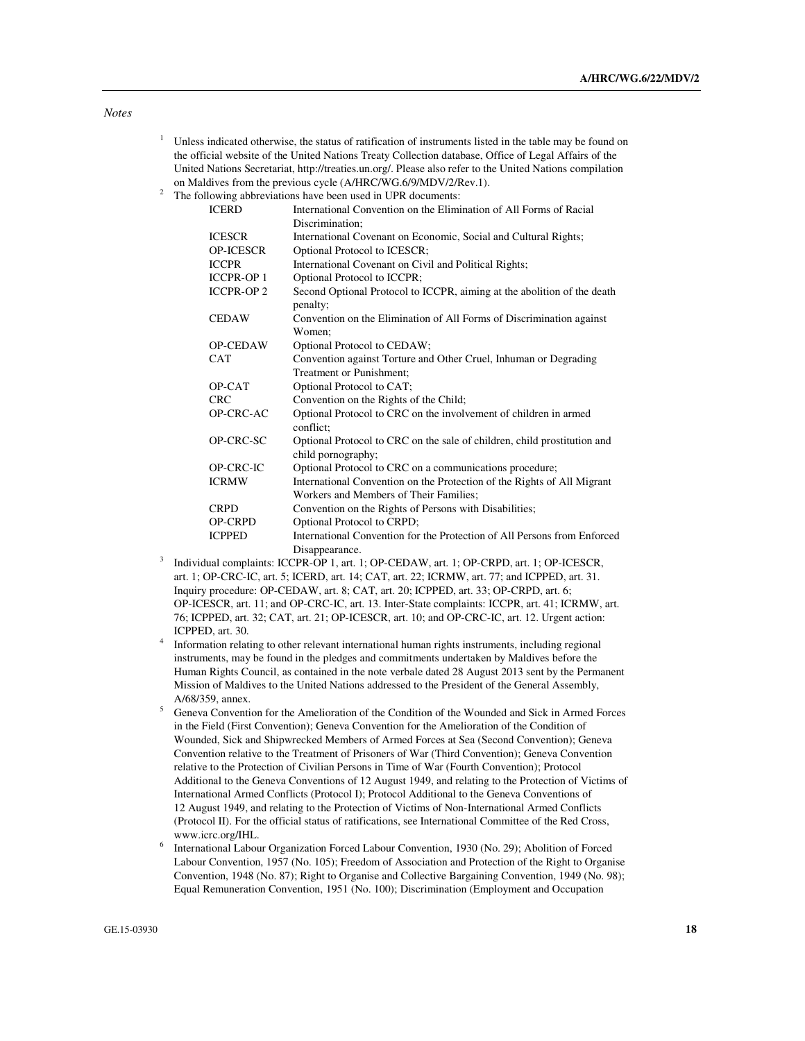*Notes*

1 Unless indicated otherwise, the status of ratification of instruments listed in the table may be found on the official website of the United Nations Treaty Collection database, Office of Legal Affairs of the United Nations Secretariat, http://treaties.un.org/. Please also refer to the United Nations compilation on Maldives from the previous cycle (A/HRC/WG.6/9/MDV/2/Rev.1).

2 The following abbreviations have been used in UPR documents:

| | |
|---|---|
| ICERD | International Convention on the Elimination of All Forms of Racial Discrimination; |
| ICESCR | International Covenant on Economic, Social and Cultural Rights; |
| OP-ICESCR | Optional Protocol to ICESCR; |
| ICCPR | International Covenant on Civil and Political Rights; |
| ICCPR-OP 1 | Optional Protocol to ICCPR; |
| ICCPR-OP 2 | Second Optional Protocol to ICCPR, aiming at the abolition of the death penalty; |
| CEDAW | Convention on the Elimination of All Forms of Discrimination against Women; |
| OP-CEDAW | Optional Protocol to CEDAW; |
| CAT | Convention against Torture and Other Cruel, Inhuman or Degrading Treatment or Punishment; |
| OP-CAT | Optional Protocol to CAT; |
| CRC | Convention on the Rights of the Child; |
| OP-CRC-AC | Optional Protocol to CRC on the involvement of children in armed conflict; |
| OP-CRC-SC | Optional Protocol to CRC on the sale of children, child prostitution and child pornography; |
| OP-CRC-IC | Optional Protocol to CRC on a communications procedure; |
| ICRMW | International Convention on the Protection of the Rights of All Migrant Workers and Members of Their Families; |
| CRPD | Convention on the Rights of Persons with Disabilities; |
| OP-CRPD | Optional Protocol to CRPD; |
| ICPPED | International Convention for the Protection of All Persons from Enforced Disappearance. |

3 Individual complaints: ICCPR-OP 1, art. 1; OP-CEDAW, art. 1; OP-CRPD, art. 1; OP-ICESCR, art. 1; OP-CRC-IC, art. 5; ICERD, art. 14; CAT, art. 22; ICRMW, art. 77; and ICPPED, art. 31. Inquiry procedure: OP-CEDAW, art. 8; CAT, art. 20; ICPPED, art. 33; OP-CRPD, art. 6; OP-ICESCR, art. 11; and OP-CRC-IC, art. 13. Inter-State complaints: ICCPR, art. 41; ICRMW, art. 76; ICPPED, art. 32; CAT, art. 21; OP-ICESCR, art. 10; and OP-CRC-IC, art. 12. Urgent action: ICPPED, art. 30.

4 Information relating to other relevant international human rights instruments, including regional instruments, may be found in the pledges and commitments undertaken by Maldives before the Human Rights Council, as contained in the note verbale dated 28 August 2013 sent by the Permanent Mission of Maldives to the United Nations addressed to the President of the General Assembly, A/68/359, annex.

5 Geneva Convention for the Amelioration of the Condition of the Wounded and Sick in Armed Forces in the Field (First Convention); Geneva Convention for the Amelioration of the Condition of Wounded, Sick and Shipwrecked Members of Armed Forces at Sea (Second Convention); Geneva Convention relative to the Treatment of Prisoners of War (Third Convention); Geneva Convention relative to the Protection of Civilian Persons in Time of War (Fourth Convention); Protocol Additional to the Geneva Conventions of 12 August 1949, and relating to the Protection of Victims of International Armed Conflicts (Protocol I); Protocol Additional to the Geneva Conventions of 12 August 1949, and relating to the Protection of Victims of Non-International Armed Conflicts (Protocol II). For the official status of ratifications, see International Committee of the Red Cross, www.icrc.org/IHL.

6 International Labour Organization Forced Labour Convention, 1930 (No. 29); Abolition of Forced Labour Convention, 1957 (No. 105); Freedom of Association and Protection of the Right to Organise Convention, 1948 (No. 87); Right to Organise and Collective Bargaining Convention, 1949 (No. 98); Equal Remuneration Convention, 1951 (No. 100); Discrimination (Employment and Occupation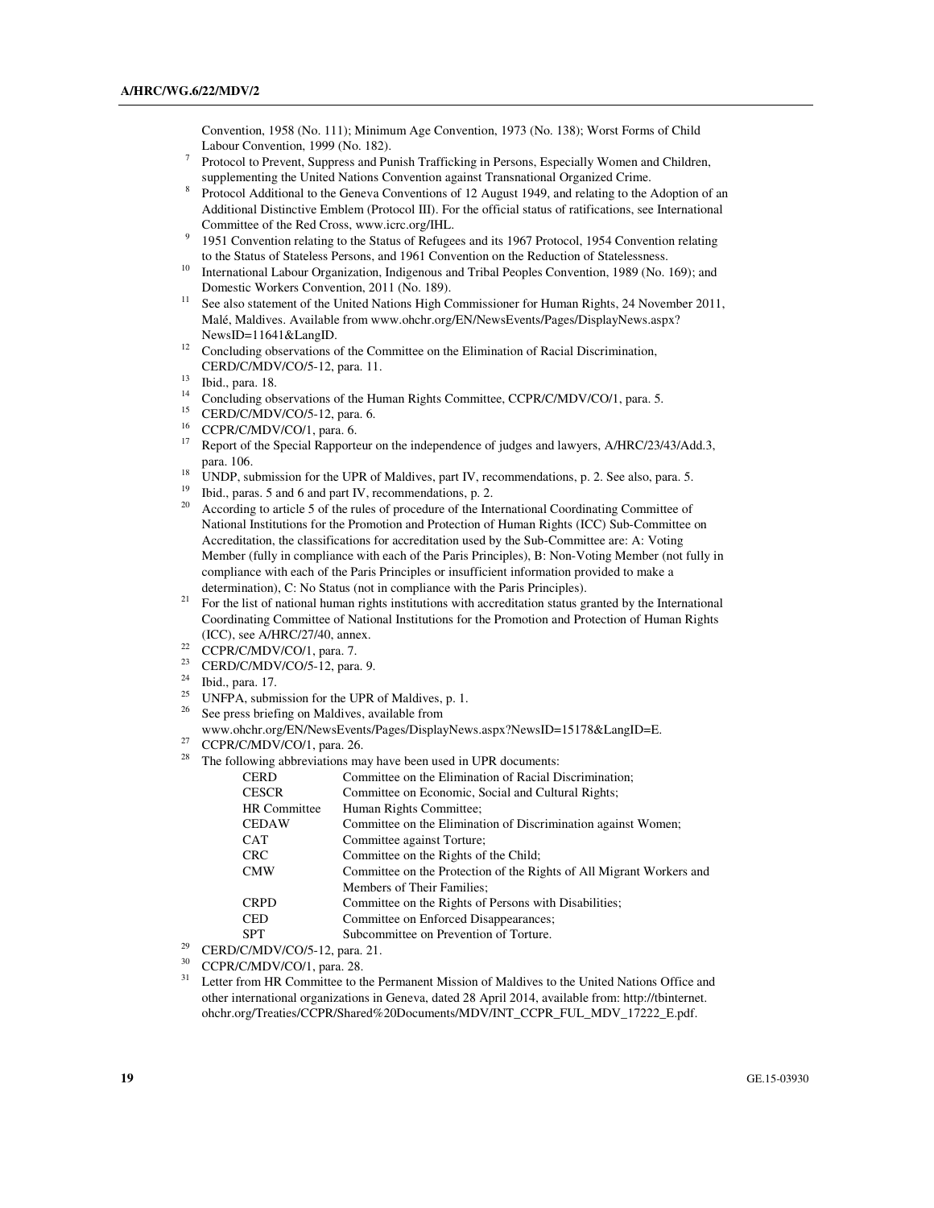Convention, 1958 (No. 111); Minimum Age Convention, 1973 (No. 138); Worst Forms of Child Labour Convention, 1999 (No. 182).

[7] Protocol to Prevent, Suppress and Punish Trafficking in Persons, Especially Women and Children, supplementing the United Nations Convention against Transnational Organized Crime.

[8] Protocol Additional to the Geneva Conventions of 12 August 1949, and relating to the Adoption of an Additional Distinctive Emblem (Protocol III). For the official status of ratifications, see International Committee of the Red Cross, www.icrc.org/IHL.

[9] 1951 Convention relating to the Status of Refugees and its 1967 Protocol, 1954 Convention relating to the Status of Stateless Persons, and 1961 Convention on the Reduction of Statelessness.

[10] International Labour Organization, Indigenous and Tribal Peoples Convention, 1989 (No. 169); and Domestic Workers Convention, 2011 (No. 189).

[11] See also statement of the United Nations High Commissioner for Human Rights, 24 November 2011, Malé, Maldives. Available from www.ohchr.org/EN/NewsEvents/Pages/DisplayNews.aspx?NewsID=11641&LangID.

[12] Concluding observations of the Committee on the Elimination of Racial Discrimination, CERD/C/MDV/CO/5-12, para. 11.

[13] Ibid., para. 18.

[14] Concluding observations of the Human Rights Committee, CCPR/C/MDV/CO/1, para. 5.

[15] CERD/C/MDV/CO/5-12, para. 6.

[16] CCPR/C/MDV/CO/1, para. 6.

[17] Report of the Special Rapporteur on the independence of judges and lawyers, A/HRC/23/43/Add.3, para. 106.

[18] UNDP, submission for the UPR of Maldives, part IV, recommendations, p. 2. See also, para. 5.

[19] Ibid., paras. 5 and 6 and part IV, recommendations, p. 2.

[20] According to article 5 of the rules of procedure of the International Coordinating Committee of National Institutions for the Promotion and Protection of Human Rights (ICC) Sub-Committee on Accreditation, the classifications for accreditation used by the Sub-Committee are: A: Voting Member (fully in compliance with each of the Paris Principles), B: Non-Voting Member (not fully in compliance with each of the Paris Principles or insufficient information provided to make a determination), C: No Status (not in compliance with the Paris Principles).

[21] For the list of national human rights institutions with accreditation status granted by the International Coordinating Committee of National Institutions for the Promotion and Protection of Human Rights (ICC), see A/HRC/27/40, annex.

[22] CCPR/C/MDV/CO/1, para. 7.

[23] CERD/C/MDV/CO/5-12, para. 9.

[24] Ibid., para. 17.

[25] UNFPA, submission for the UPR of Maldives, p. 1.

[26] See press briefing on Maldives, available from www.ohchr.org/EN/NewsEvents/Pages/DisplayNews.aspx?NewsID=15178&LangID=E.

[27] CCPR/C/MDV/CO/1, para. 26.

[28] The following abbreviations may have been used in UPR documents:

| | |
|---|---|
| CERD | Committee on the Elimination of Racial Discrimination; |
| CESCR | Committee on Economic, Social and Cultural Rights; |
| HR Committee | Human Rights Committee; |
| CEDAW | Committee on the Elimination of Discrimination against Women; |
| CAT | Committee against Torture; |
| CRC | Committee on the Rights of the Child; |
| CMW | Committee on the Protection of the Rights of All Migrant Workers and Members of Their Families; |
| CRPD | Committee on the Rights of Persons with Disabilities; |
| CED | Committee on Enforced Disappearances; |
| SPT | Subcommittee on Prevention of Torture. |

[29] CERD/C/MDV/CO/5-12, para. 21.

[30] CCPR/C/MDV/CO/1, para. 28.

[31] Letter from HR Committee to the Permanent Mission of Maldives to the United Nations Office and other international organizations in Geneva, dated 28 April 2014, available from: http://tbinternet.ohchr.org/Treaties/CCPR/Shared%20Documents/MDV/INT_CCPR_FUL_MDV_17222_E.pdf.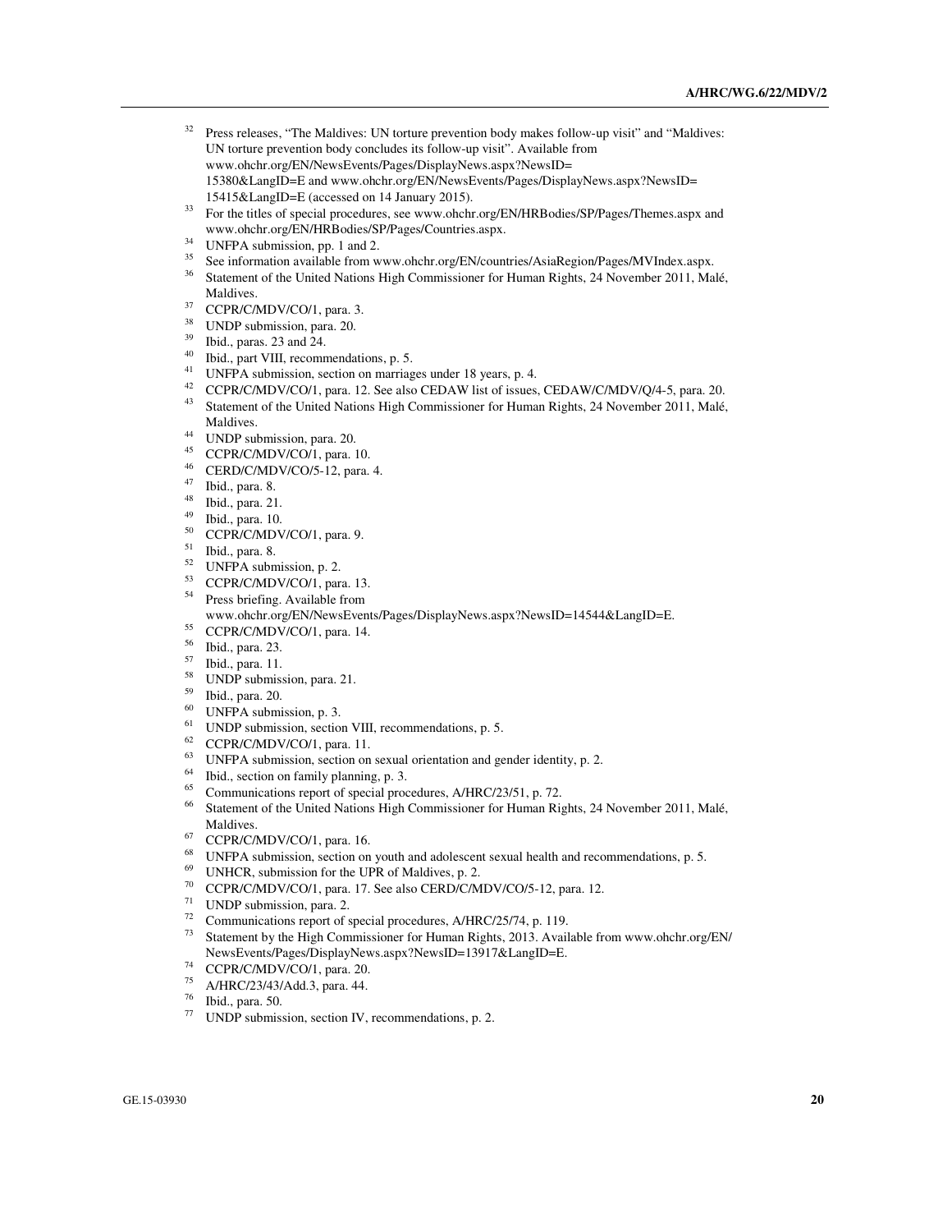[32] Press releases, “The Maldives: UN torture prevention body makes follow-up visit” and “Maldives: UN torture prevention body concludes its follow-up visit”. Available from www.ohchr.org/EN/NewsEvents/Pages/DisplayNews.aspx?NewsID=15380&LangID=E and www.ohchr.org/EN/NewsEvents/Pages/DisplayNews.aspx?NewsID=15415&LangID=E (accessed on 14 January 2015).

[33] For the titles of special procedures, see www.ohchr.org/EN/HRBodies/SP/Pages/Themes.aspx and www.ohchr.org/EN/HRBodies/SP/Pages/Countries.aspx.

[34] UNFPA submission, pp. 1 and 2.

[35] See information available from www.ohchr.org/EN/countries/AsiaRegion/Pages/MVIndex.aspx.

[36] Statement of the United Nations High Commissioner for Human Rights, 24 November 2011, Malé, Maldives.

[37] CCPR/C/MDV/CO/1, para. 3.

[38] UNDP submission, para. 20.

[39] Ibid., paras. 23 and 24.

[40] Ibid., part VIII, recommendations, p. 5.

[41] UNFPA submission, section on marriages under 18 years, p. 4.

[42] CCPR/C/MDV/CO/1, para. 12. See also CEDAW list of issues, CEDAW/C/MDV/Q/4-5, para. 20.

[43] Statement of the United Nations High Commissioner for Human Rights, 24 November 2011, Malé, Maldives.

[44] UNDP submission, para. 20.

[45] CCPR/C/MDV/CO/1, para. 10.

[46] CERD/C/MDV/CO/5-12, para. 4.

[47] Ibid., para. 8.

[48] Ibid., para. 21.

[49] Ibid., para. 10.

[50] CCPR/C/MDV/CO/1, para. 9.

[51] Ibid., para. 8.

[52] UNFPA submission, p. 2.

[53] CCPR/C/MDV/CO/1, para. 13.

[54] Press briefing. Available from www.ohchr.org/EN/NewsEvents/Pages/DisplayNews.aspx?NewsID=14544&LangID=E.

[55] CCPR/C/MDV/CO/1, para. 14.

[56] Ibid., para. 23.

[57] Ibid., para. 11.

[58] UNDP submission, para. 21.

[59] Ibid., para. 20.

[60] UNFPA submission, p. 3.

[61] UNDP submission, section VIII, recommendations, p. 5.

[62] CCPR/C/MDV/CO/1, para. 11.

[63] UNFPA submission, section on sexual orientation and gender identity, p. 2.

[64] Ibid., section on family planning, p. 3.

[65] Communications report of special procedures, A/HRC/23/51, p. 72.

[66] Statement of the United Nations High Commissioner for Human Rights, 24 November 2011, Malé, Maldives.

[67] CCPR/C/MDV/CO/1, para. 16.

[68] UNFPA submission, section on youth and adolescent sexual health and recommendations, p. 5.

[69] UNHCR, submission for the UPR of Maldives, p. 2.

[70] CCPR/C/MDV/CO/1, para. 17. See also CERD/C/MDV/CO/5-12, para. 12.

[71] UNDP submission, para. 2.

[72] Communications report of special procedures, A/HRC/25/74, p. 119.

[73] Statement by the High Commissioner for Human Rights, 2013. Available from www.ohchr.org/EN/NewsEvents/Pages/DisplayNews.aspx?NewsID=13917&LangID=E.

[74] CCPR/C/MDV/CO/1, para. 20.

[75] A/HRC/23/43/Add.3, para. 44.

[76] Ibid., para. 50.

[77] UNDP submission, section IV, recommendations, p. 2.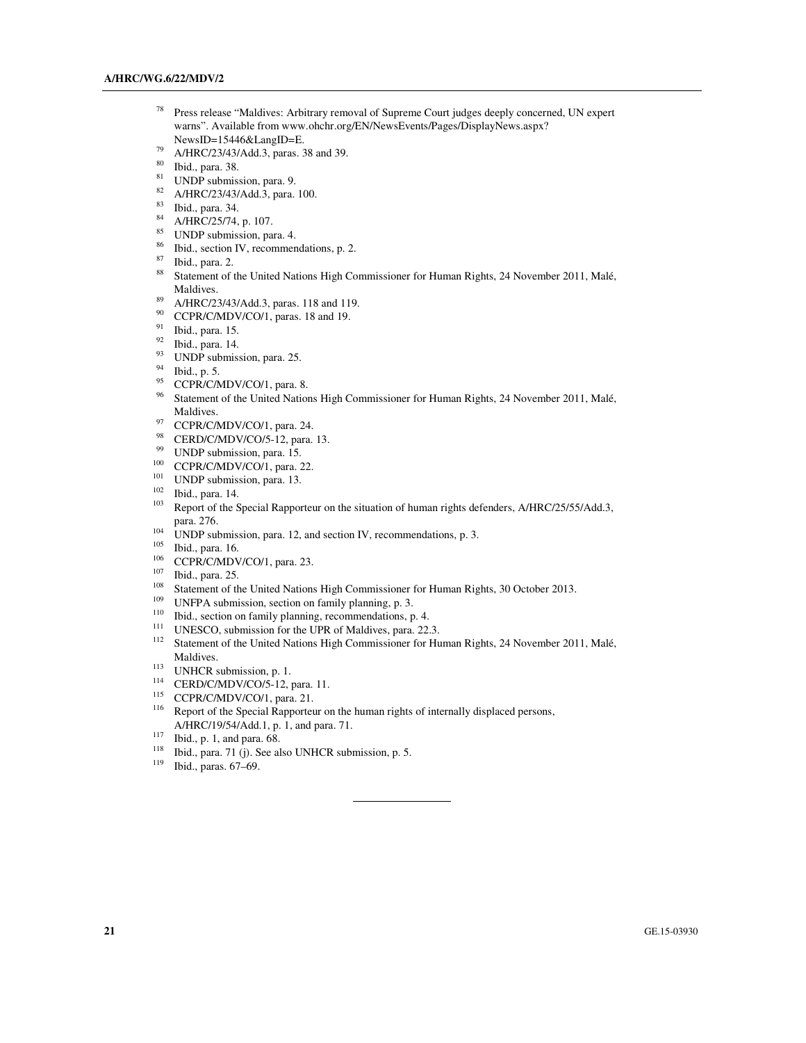[78] Press release "Maldives: Arbitrary removal of Supreme Court judges deeply concerned, UN expert warns". Available from www.ohchr.org/EN/NewsEvents/Pages/DisplayNews.aspx?NewsID=15446&LangID=E.
[79] A/HRC/23/43/Add.3, paras. 38 and 39.
[80] Ibid., para. 38.
[81] UNDP submission, para. 9.
[82] A/HRC/23/43/Add.3, para. 100.
[83] Ibid., para. 34.
[84] A/HRC/25/74, p. 107.
[85] UNDP submission, para. 4.
[86] Ibid., section IV, recommendations, p. 2.
[87] Ibid., para. 2.
[88] Statement of the United Nations High Commissioner for Human Rights, 24 November 2011, Malé, Maldives.
[89] A/HRC/23/43/Add.3, paras. 118 and 119.
[90] CCPR/C/MDV/CO/1, paras. 18 and 19.
[91] Ibid., para. 15.
[92] Ibid., para. 14.
[93] UNDP submission, para. 25.
[94] Ibid., p. 5.
[95] CCPR/C/MDV/CO/1, para. 8.
[96] Statement of the United Nations High Commissioner for Human Rights, 24 November 2011, Malé, Maldives.
[97] CCPR/C/MDV/CO/1, para. 24.
[98] CERD/C/MDV/CO/5-12, para. 13.
[99] UNDP submission, para. 15.
[100] CCPR/C/MDV/CO/1, para. 22.
[101] UNDP submission, para. 13.
[102] Ibid., para. 14.
[103] Report of the Special Rapporteur on the situation of human rights defenders, A/HRC/25/55/Add.3, para. 276.
[104] UNDP submission, para. 12, and section IV, recommendations, p. 3.
[105] Ibid., para. 16.
[106] CCPR/C/MDV/CO/1, para. 23.
[107] Ibid., para. 25.
[108] Statement of the United Nations High Commissioner for Human Rights, 30 October 2013.
[109] UNFPA submission, section on family planning, p. 3.
[110] Ibid., section on family planning, recommendations, p. 4.
[111] UNESCO, submission for the UPR of Maldives, para. 22.3.
[112] Statement of the United Nations High Commissioner for Human Rights, 24 November 2011, Malé, Maldives.
[113] UNHCR submission, p. 1.
[114] CERD/C/MDV/CO/5-12, para. 11.
[115] CCPR/C/MDV/CO/1, para. 21.
[116] Report of the Special Rapporteur on the human rights of internally displaced persons, A/HRC/19/54/Add.1, p. 1, and para. 71.
[117] Ibid., p. 1, and para. 68.
[118] Ibid., para. 71 (j). See also UNHCR submission, p. 5.
[119] Ibid., paras. 67–69.